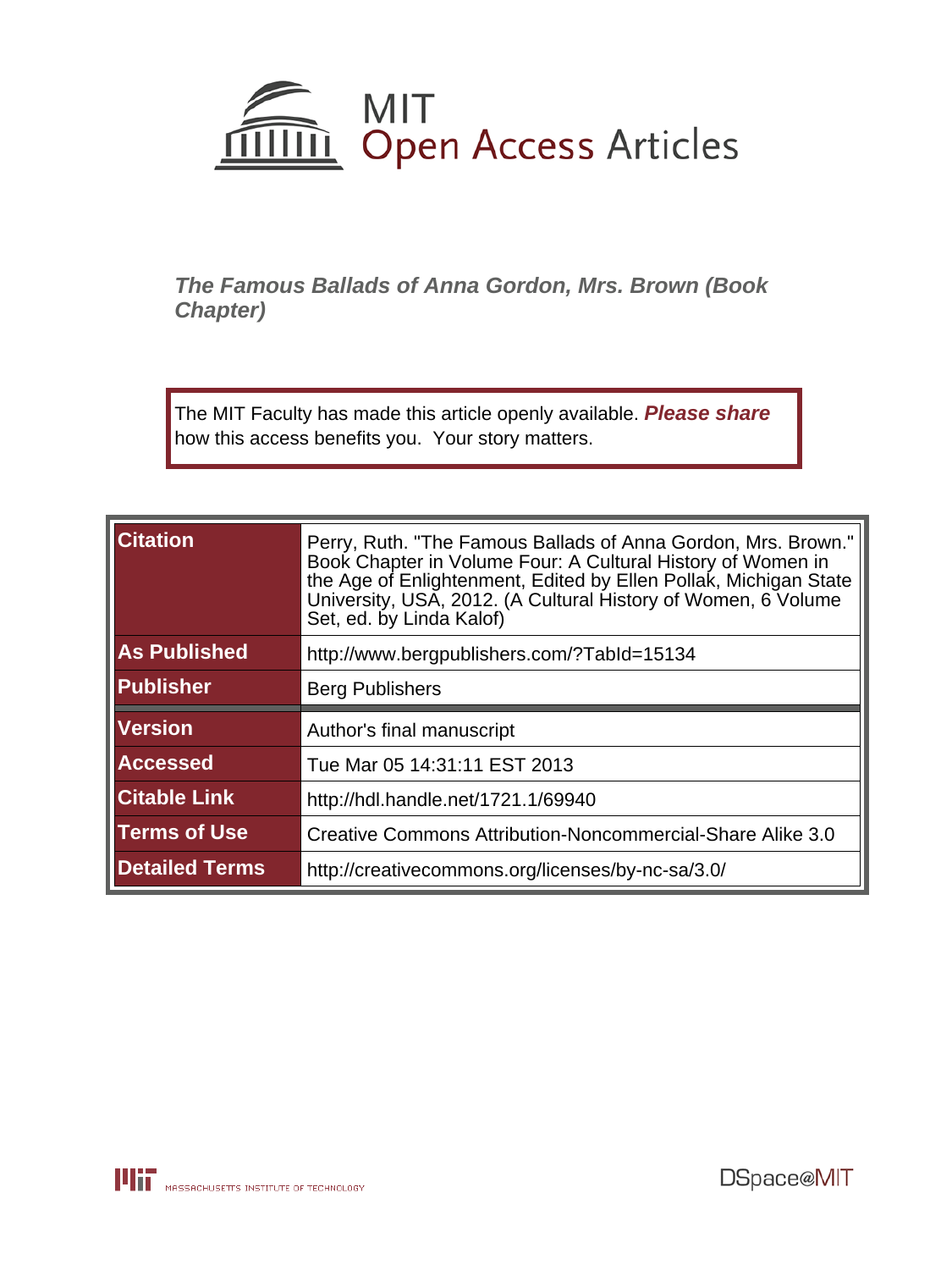MIT Open Access Articles

*The Famous Ballads of Anna Gordon, Mrs. Brown (Book Chapter)*

The MIT Faculty has made this article openly available. ***Please share*** how this access benefits you. Your story matters.

| | |
|---|---|
| **Citation** | Perry, Ruth. "The Famous Ballads of Anna Gordon, Mrs. Brown." Book Chapter in Volume Four: A Cultural History of Women in the Age of Enlightenment, Edited by Ellen Pollak, Michigan State University, USA, 2012. (A Cultural History of Women, 6 Volume Set, ed. by Linda Kalof) |
| **As Published** | http://www.bergpublishers.com/?TabId=15134 |
| **Publisher** | Berg Publishers |
| **Version** | Author's final manuscript |
| **Accessed** | Tue Mar 05 14:31:11 EST 2013 |
| **Citable Link** | http://hdl.handle.net/1721.1/69940 |
| **Terms of Use** | Creative Commons Attribution-Noncommercial-Share Alike 3.0 |
| **Detailed Terms** | http://creativecommons.org/licenses/by-nc-sa/3.0/ |

MASSACHUSETTS INSTITUTE OF TECHNOLOGY

DSpace@MIT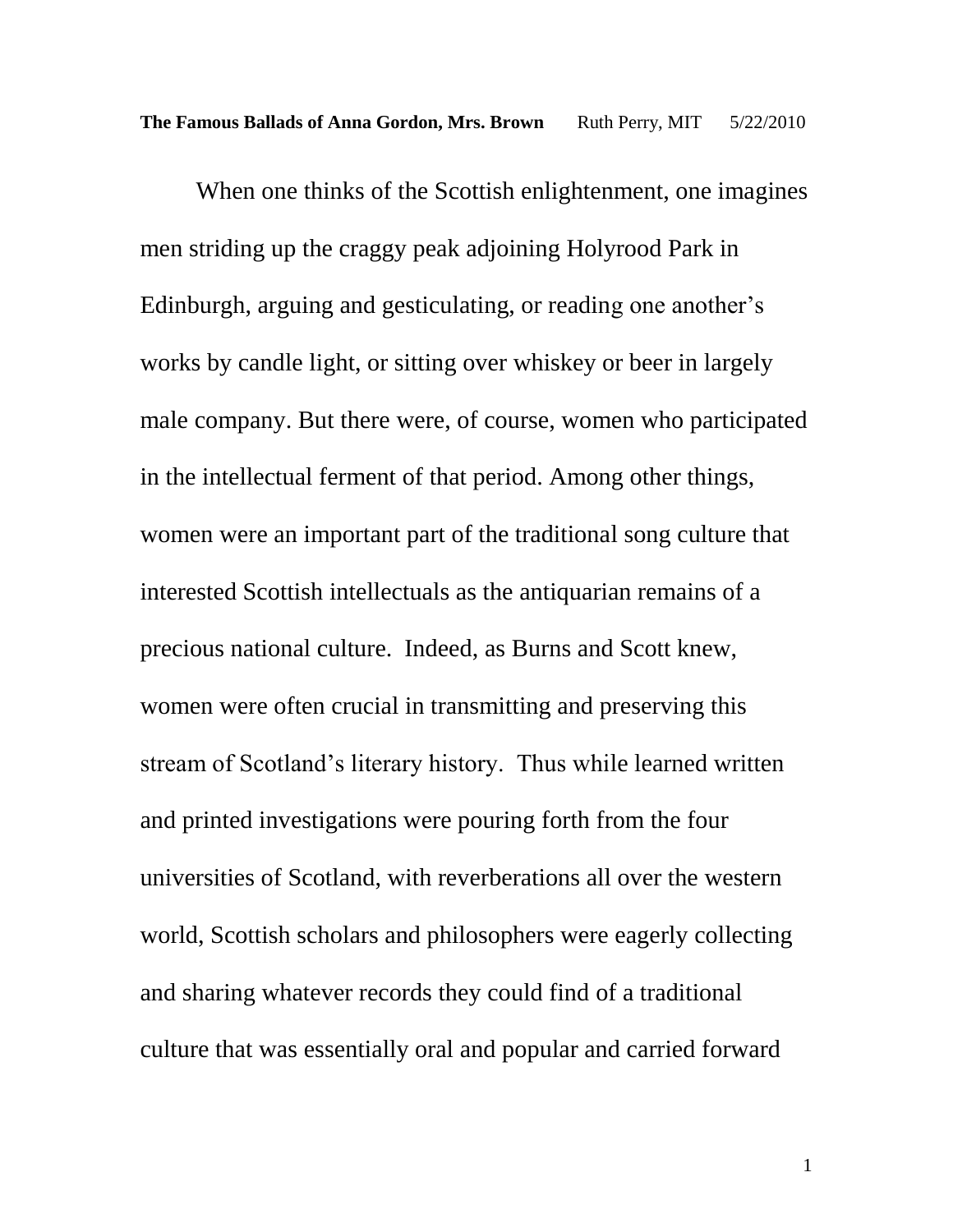**The Famous Ballads of Anna Gordon, Mrs. Brown** Ruth Perry, MIT 5/22/2010

When one thinks of the Scottish enlightenment, one imagines men striding up the craggy peak adjoining Holyrood Park in Edinburgh, arguing and gesticulating, or reading one another's works by candle light, or sitting over whiskey or beer in largely male company. But there were, of course, women who participated in the intellectual ferment of that period. Among other things, women were an important part of the traditional song culture that interested Scottish intellectuals as the antiquarian remains of a precious national culture. Indeed, as Burns and Scott knew, women were often crucial in transmitting and preserving this stream of Scotland's literary history. Thus while learned written and printed investigations were pouring forth from the four universities of Scotland, with reverberations all over the western world, Scottish scholars and philosophers were eagerly collecting and sharing whatever records they could find of a traditional culture that was essentially oral and popular and carried forward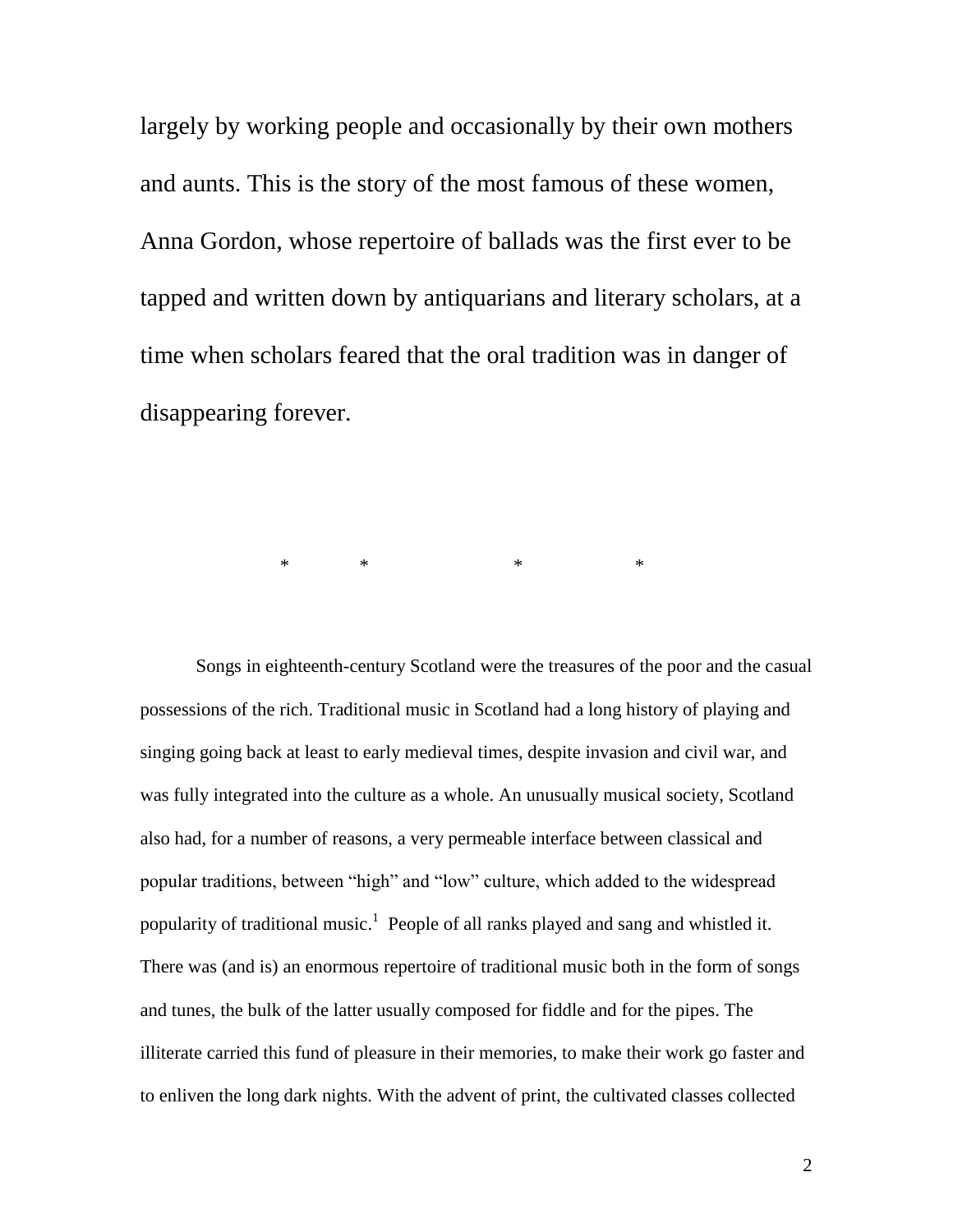largely by working people and occasionally by their own mothers and aunts. This is the story of the most famous of these women, Anna Gordon, whose repertoire of ballads was the first ever to be tapped and written down by antiquarians and literary scholars, at a time when scholars feared that the oral tradition was in danger of disappearing forever.

\* \* \* \*

Songs in eighteenth-century Scotland were the treasures of the poor and the casual possessions of the rich. Traditional music in Scotland had a long history of playing and singing going back at least to early medieval times, despite invasion and civil war, and was fully integrated into the culture as a whole. An unusually musical society, Scotland also had, for a number of reasons, a very permeable interface between classical and popular traditions, between "high" and "low" culture, which added to the widespread popularity of traditional music.[1] People of all ranks played and sang and whistled it. There was (and is) an enormous repertoire of traditional music both in the form of songs and tunes, the bulk of the latter usually composed for fiddle and for the pipes. The illiterate carried this fund of pleasure in their memories, to make their work go faster and to enliven the long dark nights. With the advent of print, the cultivated classes collected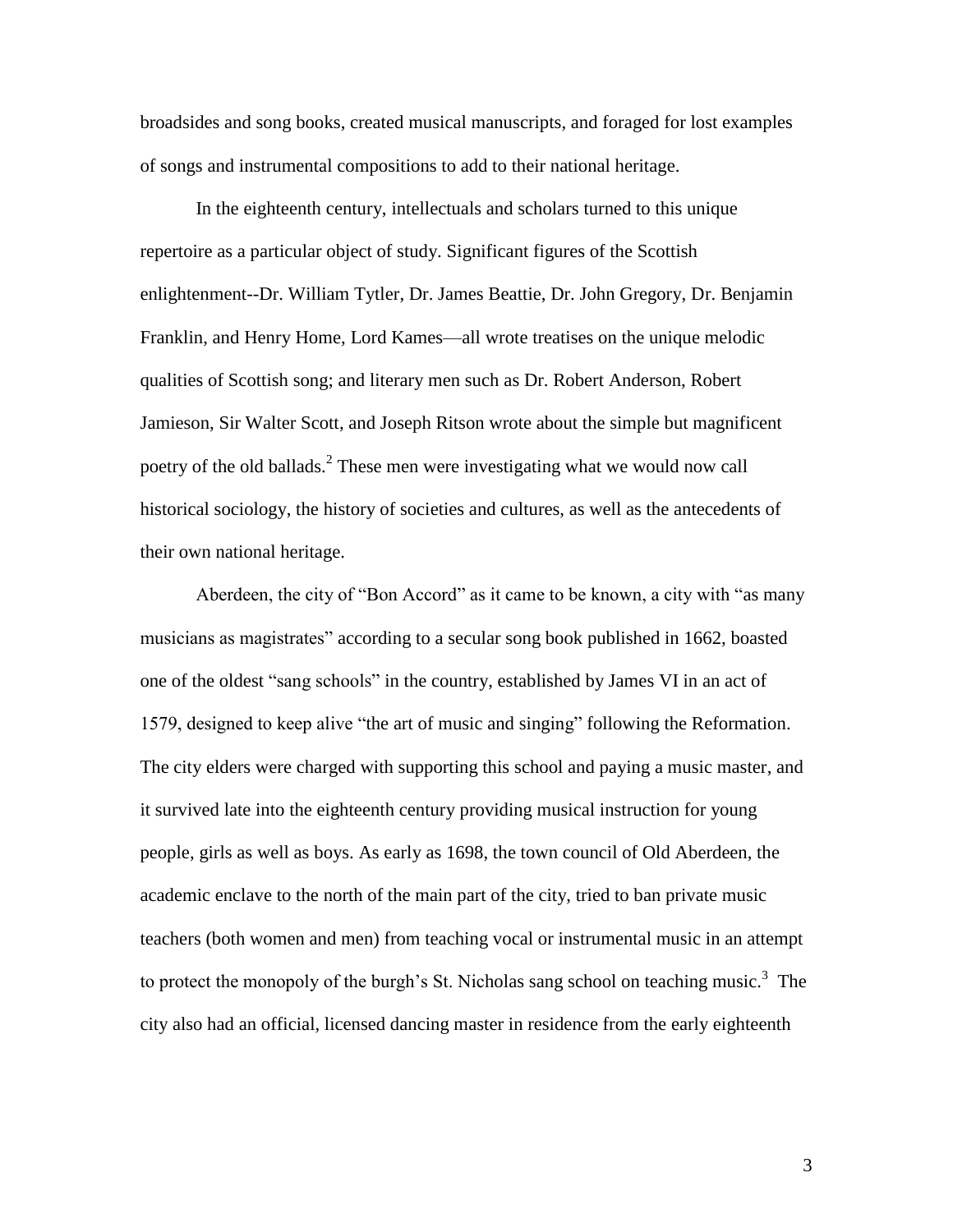broadsides and song books, created musical manuscripts, and foraged for lost examples of songs and instrumental compositions to add to their national heritage.

In the eighteenth century, intellectuals and scholars turned to this unique repertoire as a particular object of study. Significant figures of the Scottish enlightenment--Dr. William Tytler, Dr. James Beattie, Dr. John Gregory, Dr. Benjamin Franklin, and Henry Home, Lord Kames—all wrote treatises on the unique melodic qualities of Scottish song; and literary men such as Dr. Robert Anderson, Robert Jamieson, Sir Walter Scott, and Joseph Ritson wrote about the simple but magnificent poetry of the old ballads.[2] These men were investigating what we would now call historical sociology, the history of societies and cultures, as well as the antecedents of their own national heritage.

Aberdeen, the city of "Bon Accord" as it came to be known, a city with "as many musicians as magistrates" according to a secular song book published in 1662, boasted one of the oldest "sang schools" in the country, established by James VI in an act of 1579, designed to keep alive "the art of music and singing" following the Reformation. The city elders were charged with supporting this school and paying a music master, and it survived late into the eighteenth century providing musical instruction for young people, girls as well as boys. As early as 1698, the town council of Old Aberdeen, the academic enclave to the north of the main part of the city, tried to ban private music teachers (both women and men) from teaching vocal or instrumental music in an attempt to protect the monopoly of the burgh's St. Nicholas sang school on teaching music.[3] The city also had an official, licensed dancing master in residence from the early eighteenth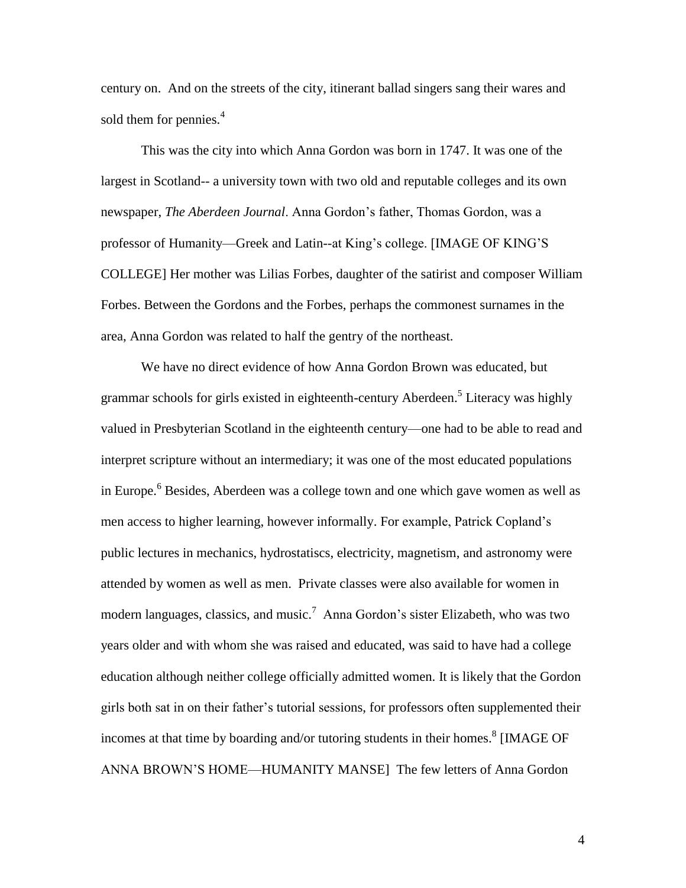century on. And on the streets of the city, itinerant ballad singers sang their wares and sold them for pennies.[4]

This was the city into which Anna Gordon was born in 1747. It was one of the largest in Scotland-- a university town with two old and reputable colleges and its own newspaper, *The Aberdeen Journal*. Anna Gordon's father, Thomas Gordon, was a professor of Humanity—Greek and Latin--at King's college. [IMAGE OF KING'S COLLEGE] Her mother was Lilias Forbes, daughter of the satirist and composer William Forbes. Between the Gordons and the Forbes, perhaps the commonest surnames in the area, Anna Gordon was related to half the gentry of the northeast.

We have no direct evidence of how Anna Gordon Brown was educated, but grammar schools for girls existed in eighteenth-century Aberdeen.[5] Literacy was highly valued in Presbyterian Scotland in the eighteenth century—one had to be able to read and interpret scripture without an intermediary; it was one of the most educated populations in Europe.[6] Besides, Aberdeen was a college town and one which gave women as well as men access to higher learning, however informally. For example, Patrick Copland's public lectures in mechanics, hydrostatiscs, electricity, magnetism, and astronomy were attended by women as well as men. Private classes were also available for women in modern languages, classics, and music.[7] Anna Gordon's sister Elizabeth, who was two years older and with whom she was raised and educated, was said to have had a college education although neither college officially admitted women. It is likely that the Gordon girls both sat in on their father's tutorial sessions, for professors often supplemented their incomes at that time by boarding and/or tutoring students in their homes.[8] [IMAGE OF ANNA BROWN'S HOME—HUMANITY MANSE] The few letters of Anna Gordon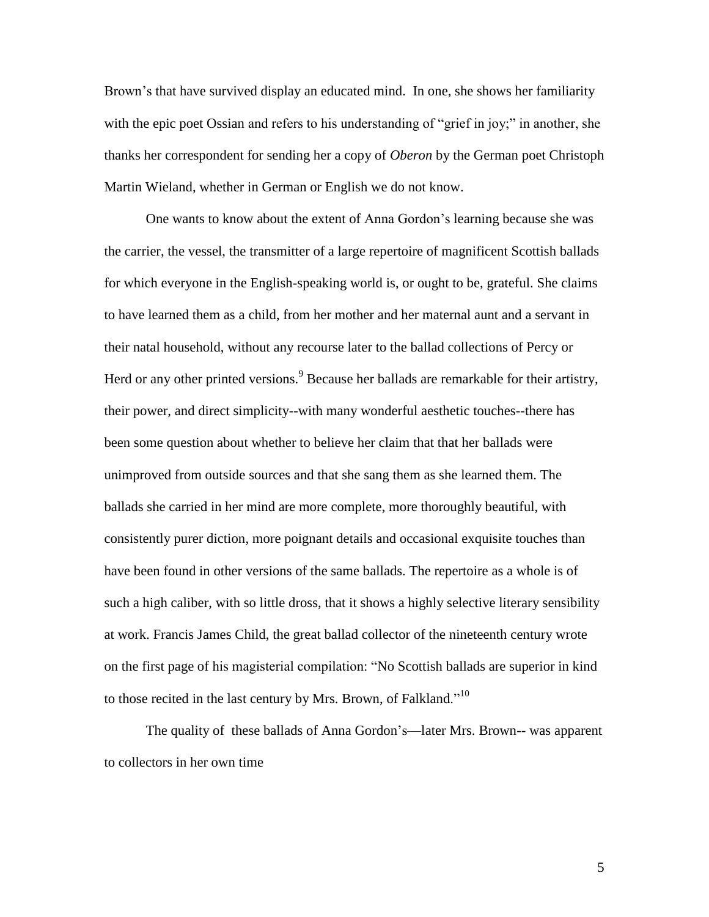Brown's that have survived display an educated mind. In one, she shows her familiarity with the epic poet Ossian and refers to his understanding of "grief in joy;" in another, she thanks her correspondent for sending her a copy of *Oberon* by the German poet Christoph Martin Wieland, whether in German or English we do not know.

One wants to know about the extent of Anna Gordon's learning because she was the carrier, the vessel, the transmitter of a large repertoire of magnificent Scottish ballads for which everyone in the English-speaking world is, or ought to be, grateful. She claims to have learned them as a child, from her mother and her maternal aunt and a servant in their natal household, without any recourse later to the ballad collections of Percy or Herd or any other printed versions.[9] Because her ballads are remarkable for their artistry, their power, and direct simplicity--with many wonderful aesthetic touches--there has been some question about whether to believe her claim that that her ballads were unimproved from outside sources and that she sang them as she learned them. The ballads she carried in her mind are more complete, more thoroughly beautiful, with consistently purer diction, more poignant details and occasional exquisite touches than have been found in other versions of the same ballads. The repertoire as a whole is of such a high caliber, with so little dross, that it shows a highly selective literary sensibility at work. Francis James Child, the great ballad collector of the nineteenth century wrote on the first page of his magisterial compilation: "No Scottish ballads are superior in kind to those recited in the last century by Mrs. Brown, of Falkland."[10]

The quality of these ballads of Anna Gordon's—later Mrs. Brown-- was apparent to collectors in her own time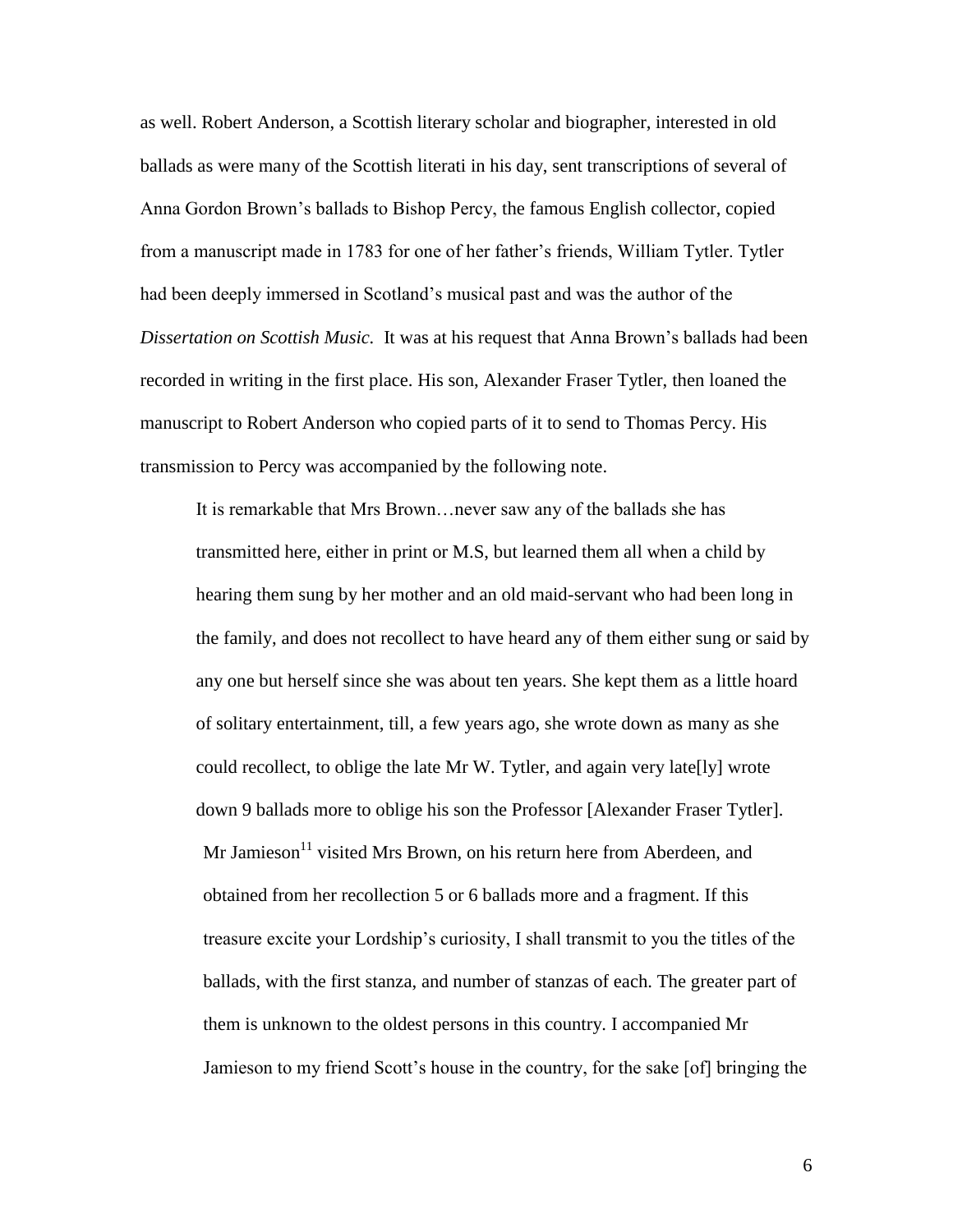as well. Robert Anderson, a Scottish literary scholar and biographer, interested in old ballads as were many of the Scottish literati in his day, sent transcriptions of several of Anna Gordon Brown's ballads to Bishop Percy, the famous English collector, copied from a manuscript made in 1783 for one of her father's friends, William Tytler. Tytler had been deeply immersed in Scotland's musical past and was the author of the *Dissertation on Scottish Music.* It was at his request that Anna Brown's ballads had been recorded in writing in the first place. His son, Alexander Fraser Tytler, then loaned the manuscript to Robert Anderson who copied parts of it to send to Thomas Percy. His transmission to Percy was accompanied by the following note.

> It is remarkable that Mrs Brown…never saw any of the ballads she has transmitted here, either in print or M.S, but learned them all when a child by hearing them sung by her mother and an old maid-servant who had been long in the family, and does not recollect to have heard any of them either sung or said by any one but herself since she was about ten years. She kept them as a little hoard of solitary entertainment, till, a few years ago, she wrote down as many as she could recollect, to oblige the late Mr W. Tytler, and again very late[ly] wrote down 9 ballads more to oblige his son the Professor [Alexander Fraser Tytler]. Mr Jamieson[11] visited Mrs Brown, on his return here from Aberdeen, and obtained from her recollection 5 or 6 ballads more and a fragment. If this treasure excite your Lordship's curiosity, I shall transmit to you the titles of the ballads, with the first stanza, and number of stanzas of each. The greater part of them is unknown to the oldest persons in this country. I accompanied Mr Jamieson to my friend Scott's house in the country, for the sake [of] bringing the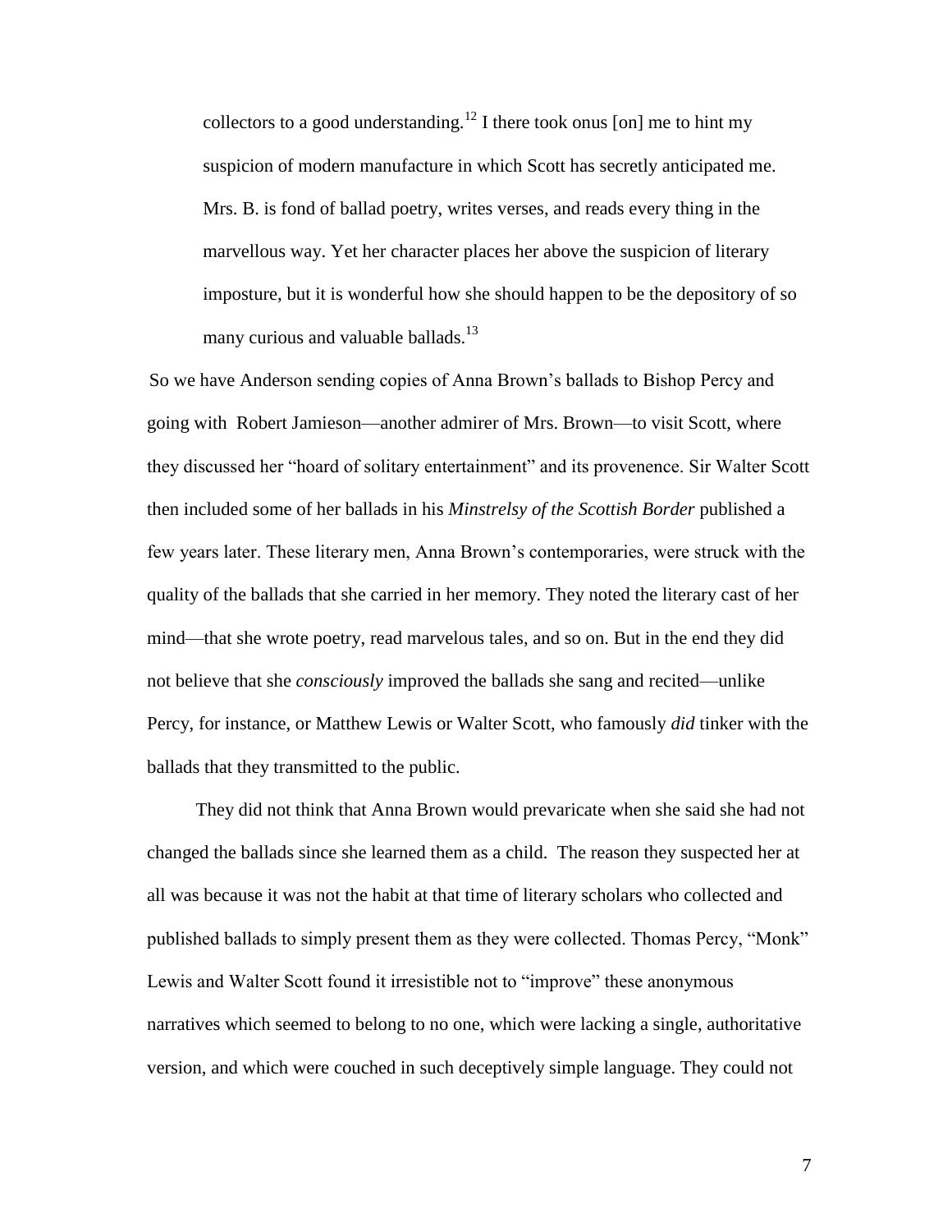> collectors to a good understanding.[12] I there took onus [on] me to hint my suspicion of modern manufacture in which Scott has secretly anticipated me. Mrs. B. is fond of ballad poetry, writes verses, and reads every thing in the marvellous way. Yet her character places her above the suspicion of literary imposture, but it is wonderful how she should happen to be the depository of so many curious and valuable ballads.[13]

So we have Anderson sending copies of Anna Brown's ballads to Bishop Percy and going with Robert Jamieson—another admirer of Mrs. Brown—to visit Scott, where they discussed her "hoard of solitary entertainment" and its provenence. Sir Walter Scott then included some of her ballads in his *Minstrelsy of the Scottish Border* published a few years later. These literary men, Anna Brown's contemporaries, were struck with the quality of the ballads that she carried in her memory. They noted the literary cast of her mind—that she wrote poetry, read marvelous tales, and so on. But in the end they did not believe that she *consciously* improved the ballads she sang and recited—unlike Percy, for instance, or Matthew Lewis or Walter Scott, who famously *did* tinker with the ballads that they transmitted to the public.

They did not think that Anna Brown would prevaricate when she said she had not changed the ballads since she learned them as a child. The reason they suspected her at all was because it was not the habit at that time of literary scholars who collected and published ballads to simply present them as they were collected. Thomas Percy, "Monk" Lewis and Walter Scott found it irresistible not to "improve" these anonymous narratives which seemed to belong to no one, which were lacking a single, authoritative version, and which were couched in such deceptively simple language. They could not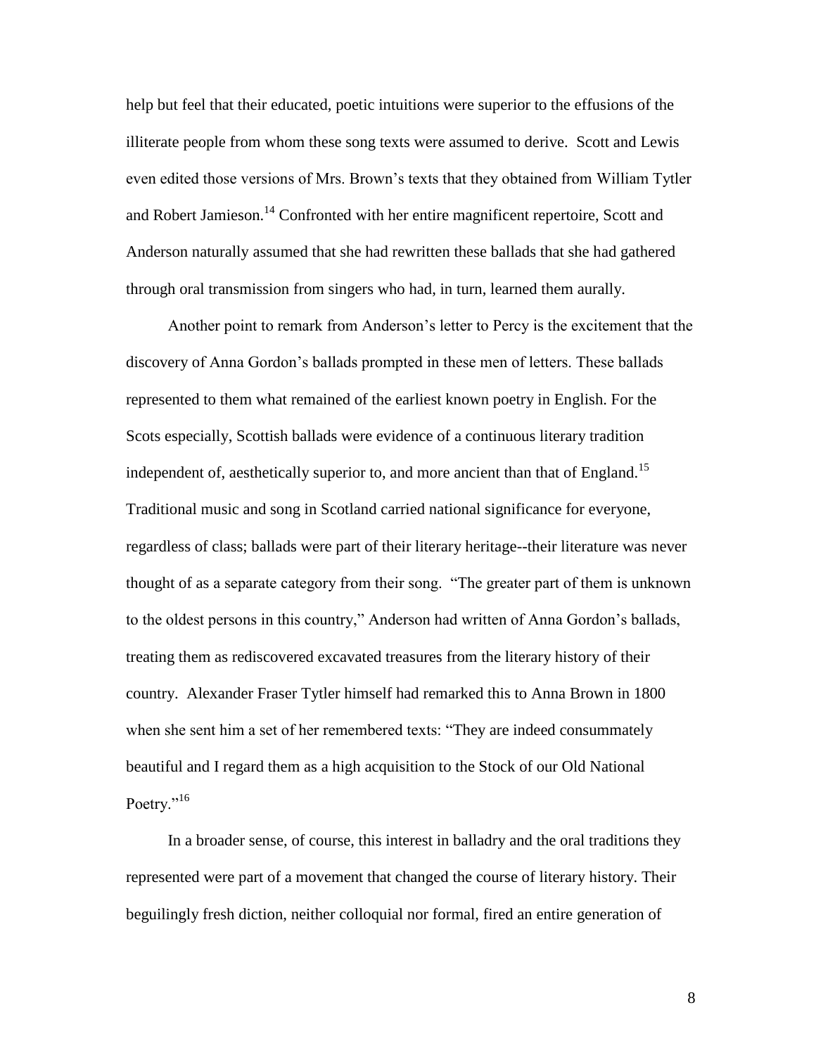help but feel that their educated, poetic intuitions were superior to the effusions of the illiterate people from whom these song texts were assumed to derive. Scott and Lewis even edited those versions of Mrs. Brown's texts that they obtained from William Tytler and Robert Jamieson.[14] Confronted with her entire magnificent repertoire, Scott and Anderson naturally assumed that she had rewritten these ballads that she had gathered through oral transmission from singers who had, in turn, learned them aurally.

Another point to remark from Anderson's letter to Percy is the excitement that the discovery of Anna Gordon's ballads prompted in these men of letters. These ballads represented to them what remained of the earliest known poetry in English. For the Scots especially, Scottish ballads were evidence of a continuous literary tradition independent of, aesthetically superior to, and more ancient than that of England.[15] Traditional music and song in Scotland carried national significance for everyone, regardless of class; ballads were part of their literary heritage--their literature was never thought of as a separate category from their song. "The greater part of them is unknown to the oldest persons in this country," Anderson had written of Anna Gordon's ballads, treating them as rediscovered excavated treasures from the literary history of their country. Alexander Fraser Tytler himself had remarked this to Anna Brown in 1800 when she sent him a set of her remembered texts: "They are indeed consummately beautiful and I regard them as a high acquisition to the Stock of our Old National Poetry."[16]

In a broader sense, of course, this interest in balladry and the oral traditions they represented were part of a movement that changed the course of literary history. Their beguilingly fresh diction, neither colloquial nor formal, fired an entire generation of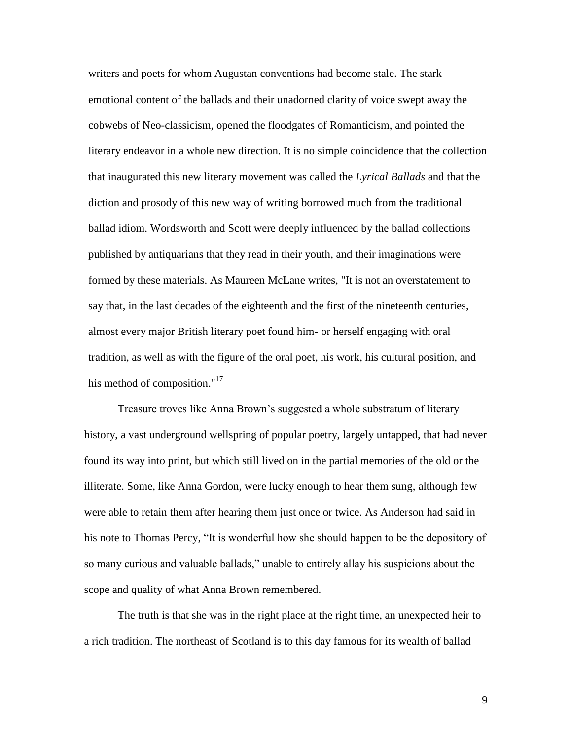writers and poets for whom Augustan conventions had become stale. The stark emotional content of the ballads and their unadorned clarity of voice swept away the cobwebs of Neo-classicism, opened the floodgates of Romanticism, and pointed the literary endeavor in a whole new direction. It is no simple coincidence that the collection that inaugurated this new literary movement was called the *Lyrical Ballads* and that the diction and prosody of this new way of writing borrowed much from the traditional ballad idiom. Wordsworth and Scott were deeply influenced by the ballad collections published by antiquarians that they read in their youth, and their imaginations were formed by these materials. As Maureen McLane writes, "It is not an overstatement to say that, in the last decades of the eighteenth and the first of the nineteenth centuries, almost every major British literary poet found him- or herself engaging with oral tradition, as well as with the figure of the oral poet, his work, his cultural position, and his method of composition."[17]

Treasure troves like Anna Brown's suggested a whole substratum of literary history, a vast underground wellspring of popular poetry, largely untapped, that had never found its way into print, but which still lived on in the partial memories of the old or the illiterate. Some, like Anna Gordon, were lucky enough to hear them sung, although few were able to retain them after hearing them just once or twice. As Anderson had said in his note to Thomas Percy, "It is wonderful how she should happen to be the depository of so many curious and valuable ballads," unable to entirely allay his suspicions about the scope and quality of what Anna Brown remembered.

The truth is that she was in the right place at the right time, an unexpected heir to a rich tradition. The northeast of Scotland is to this day famous for its wealth of ballad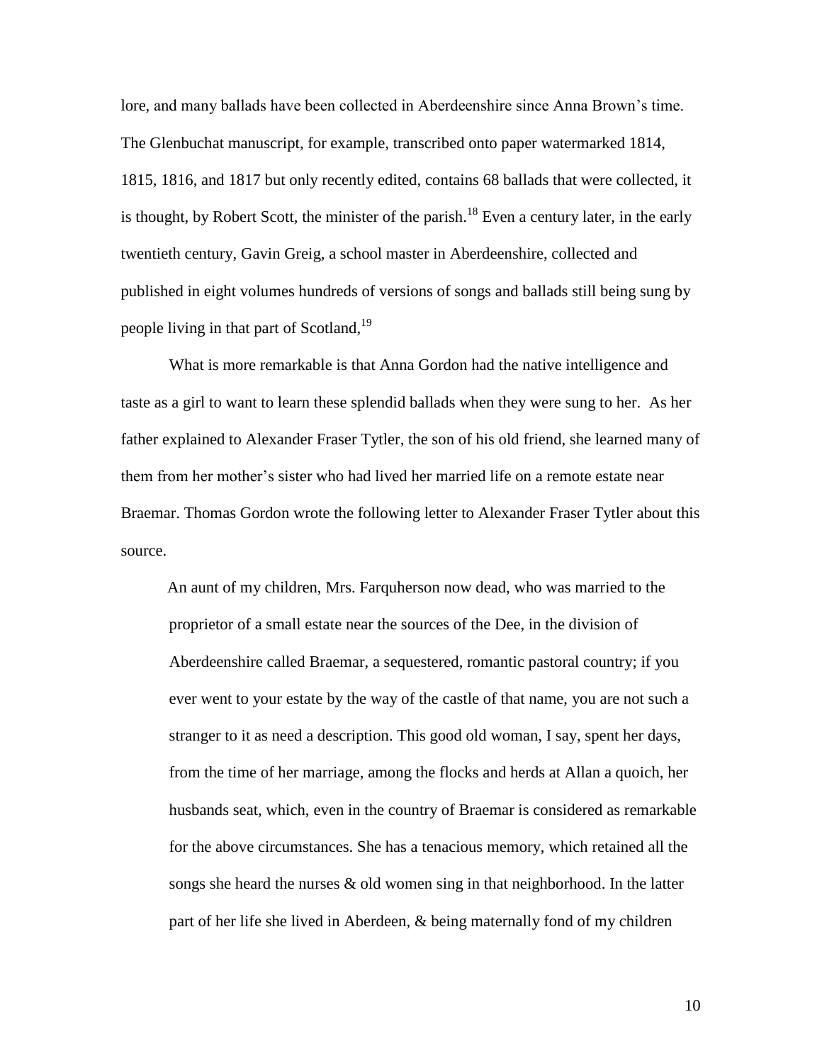lore, and many ballads have been collected in Aberdeenshire since Anna Brown's time. The Glenbuchat manuscript, for example, transcribed onto paper watermarked 1814, 1815, 1816, and 1817 but only recently edited, contains 68 ballads that were collected, it is thought, by Robert Scott, the minister of the parish.[18] Even a century later, in the early twentieth century, Gavin Greig, a school master in Aberdeenshire, collected and published in eight volumes hundreds of versions of songs and ballads still being sung by people living in that part of Scotland,[19]

What is more remarkable is that Anna Gordon had the native intelligence and taste as a girl to want to learn these splendid ballads when they were sung to her. As her father explained to Alexander Fraser Tytler, the son of his old friend, she learned many of them from her mother's sister who had lived her married life on a remote estate near Braemar. Thomas Gordon wrote the following letter to Alexander Fraser Tytler about this source.

> An aunt of my children, Mrs. Farquherson now dead, who was married to the proprietor of a small estate near the sources of the Dee, in the division of Aberdeenshire called Braemar, a sequestered, romantic pastoral country; if you ever went to your estate by the way of the castle of that name, you are not such a stranger to it as need a description. This good old woman, I say, spent her days, from the time of her marriage, among the flocks and herds at Allan a quoich, her husbands seat, which, even in the country of Braemar is considered as remarkable for the above circumstances. She has a tenacious memory, which retained all the songs she heard the nurses & old women sing in that neighborhood. In the latter part of her life she lived in Aberdeen, & being maternally fond of my children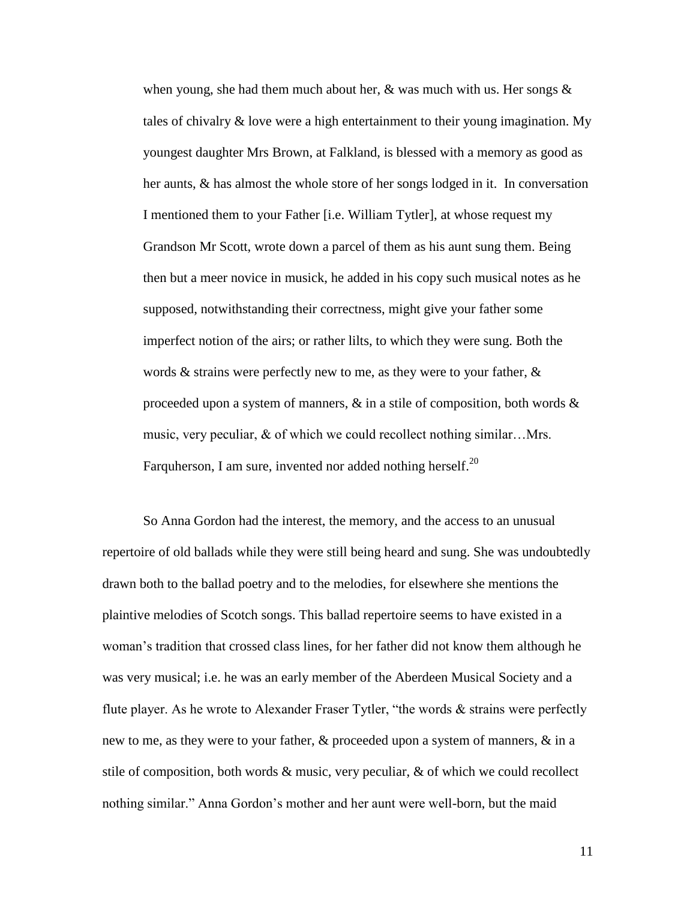> when young, she had them much about her, & was much with us. Her songs & tales of chivalry & love were a high entertainment to their young imagination. My youngest daughter Mrs Brown, at Falkland, is blessed with a memory as good as her aunts, & has almost the whole store of her songs lodged in it. In conversation I mentioned them to your Father [i.e. William Tytler], at whose request my Grandson Mr Scott, wrote down a parcel of them as his aunt sung them. Being then but a meer novice in musick, he added in his copy such musical notes as he supposed, notwithstanding their correctness, might give your father some imperfect notion of the airs; or rather lilts, to which they were sung. Both the words & strains were perfectly new to me, as they were to your father, & proceeded upon a system of manners, & in a stile of composition, both words & music, very peculiar, & of which we could recollect nothing similar…Mrs. Farquherson, I am sure, invented nor added nothing herself.[20]

So Anna Gordon had the interest, the memory, and the access to an unusual repertoire of old ballads while they were still being heard and sung. She was undoubtedly drawn both to the ballad poetry and to the melodies, for elsewhere she mentions the plaintive melodies of Scotch songs. This ballad repertoire seems to have existed in a woman's tradition that crossed class lines, for her father did not know them although he was very musical; i.e. he was an early member of the Aberdeen Musical Society and a flute player. As he wrote to Alexander Fraser Tytler, "the words & strains were perfectly new to me, as they were to your father, & proceeded upon a system of manners, & in a stile of composition, both words & music, very peculiar, & of which we could recollect nothing similar." Anna Gordon's mother and her aunt were well-born, but the maid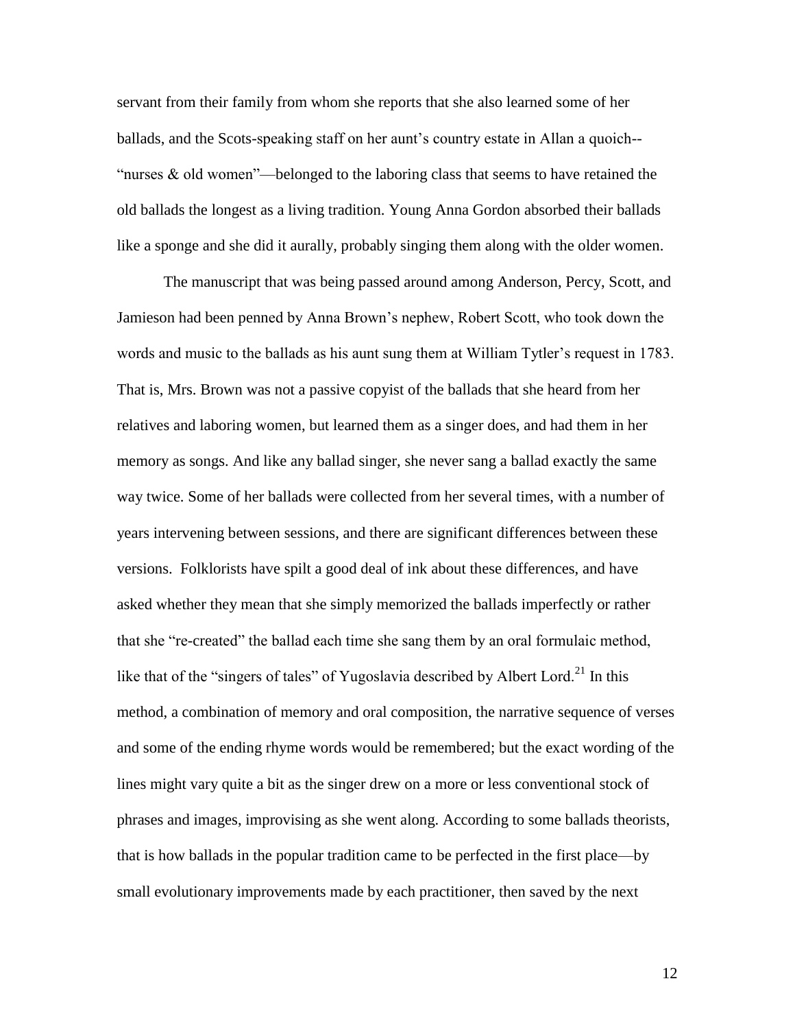servant from their family from whom she reports that she also learned some of her ballads, and the Scots-speaking staff on her aunt's country estate in Allan a quoich--"nurses & old women"—belonged to the laboring class that seems to have retained the old ballads the longest as a living tradition. Young Anna Gordon absorbed their ballads like a sponge and she did it aurally, probably singing them along with the older women.

The manuscript that was being passed around among Anderson, Percy, Scott, and Jamieson had been penned by Anna Brown's nephew, Robert Scott, who took down the words and music to the ballads as his aunt sung them at William Tytler's request in 1783. That is, Mrs. Brown was not a passive copyist of the ballads that she heard from her relatives and laboring women, but learned them as a singer does, and had them in her memory as songs. And like any ballad singer, she never sang a ballad exactly the same way twice. Some of her ballads were collected from her several times, with a number of years intervening between sessions, and there are significant differences between these versions. Folklorists have spilt a good deal of ink about these differences, and have asked whether they mean that she simply memorized the ballads imperfectly or rather that she "re-created" the ballad each time she sang them by an oral formulaic method, like that of the "singers of tales" of Yugoslavia described by Albert Lord.[21] In this method, a combination of memory and oral composition, the narrative sequence of verses and some of the ending rhyme words would be remembered; but the exact wording of the lines might vary quite a bit as the singer drew on a more or less conventional stock of phrases and images, improvising as she went along. According to some ballads theorists, that is how ballads in the popular tradition came to be perfected in the first place—by small evolutionary improvements made by each practitioner, then saved by the next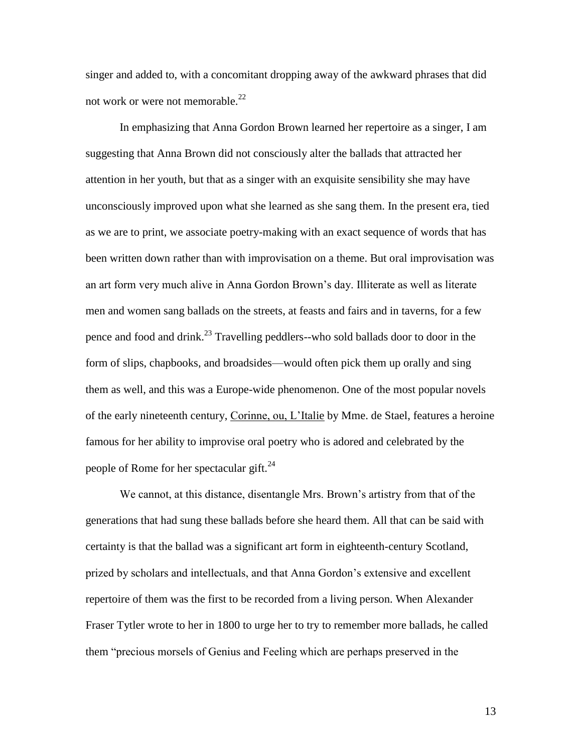singer and added to, with a concomitant dropping away of the awkward phrases that did not work or were not memorable.[22]

In emphasizing that Anna Gordon Brown learned her repertoire as a singer, I am suggesting that Anna Brown did not consciously alter the ballads that attracted her attention in her youth, but that as a singer with an exquisite sensibility she may have unconsciously improved upon what she learned as she sang them. In the present era, tied as we are to print, we associate poetry-making with an exact sequence of words that has been written down rather than with improvisation on a theme. But oral improvisation was an art form very much alive in Anna Gordon Brown's day. Illiterate as well as literate men and women sang ballads on the streets, at feasts and fairs and in taverns, for a few pence and food and drink.[23] Travelling peddlers--who sold ballads door to door in the form of slips, chapbooks, and broadsides—would often pick them up orally and sing them as well, and this was a Europe-wide phenomenon. One of the most popular novels of the early nineteenth century, Corinne, ou, L'Italie by Mme. de Stael, features a heroine famous for her ability to improvise oral poetry who is adored and celebrated by the people of Rome for her spectacular gift.[24]

We cannot, at this distance, disentangle Mrs. Brown's artistry from that of the generations that had sung these ballads before she heard them. All that can be said with certainty is that the ballad was a significant art form in eighteenth-century Scotland, prized by scholars and intellectuals, and that Anna Gordon's extensive and excellent repertoire of them was the first to be recorded from a living person. When Alexander Fraser Tytler wrote to her in 1800 to urge her to try to remember more ballads, he called them "precious morsels of Genius and Feeling which are perhaps preserved in the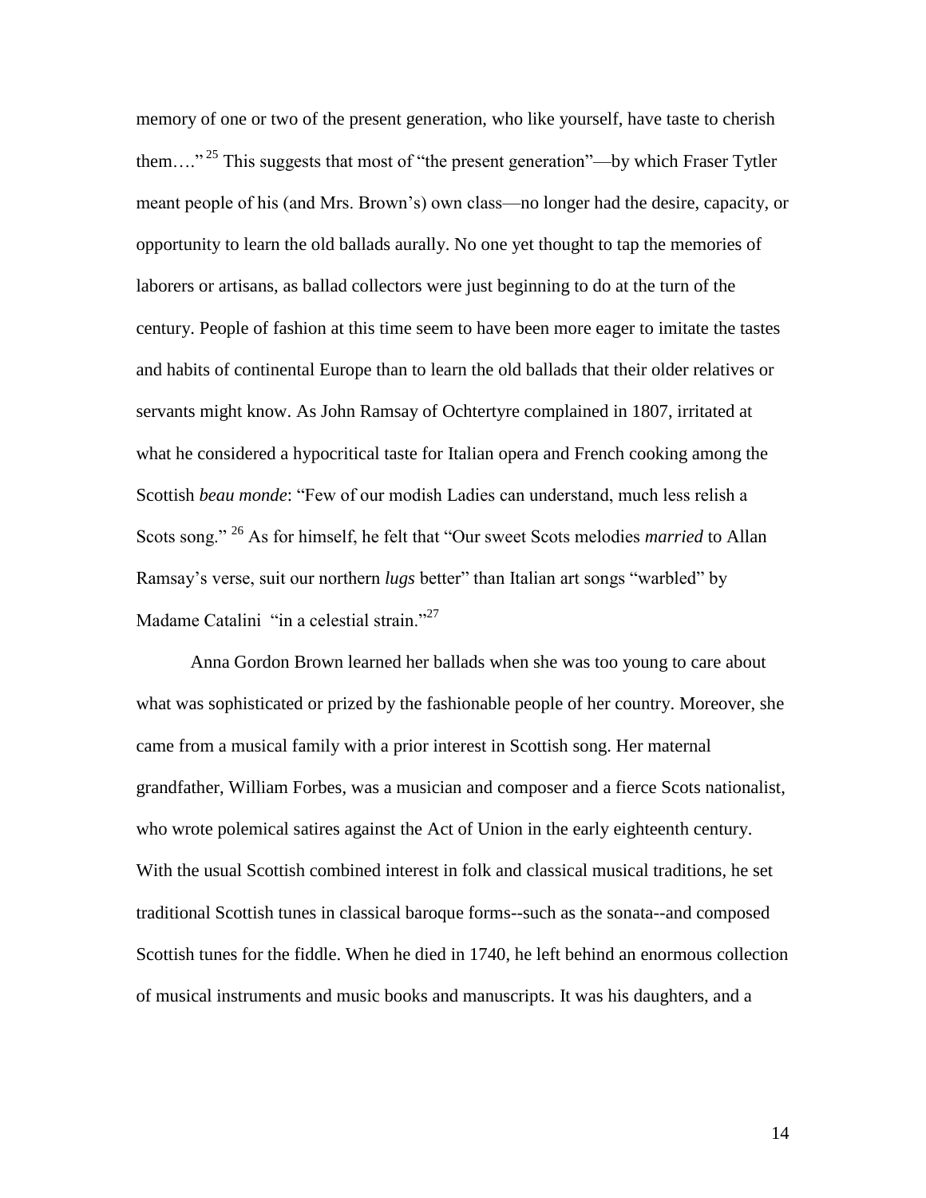memory of one or two of the present generation, who like yourself, have taste to cherish them…."[25] This suggests that most of "the present generation"—by which Fraser Tytler meant people of his (and Mrs. Brown's) own class—no longer had the desire, capacity, or opportunity to learn the old ballads aurally. No one yet thought to tap the memories of laborers or artisans, as ballad collectors were just beginning to do at the turn of the century. People of fashion at this time seem to have been more eager to imitate the tastes and habits of continental Europe than to learn the old ballads that their older relatives or servants might know. As John Ramsay of Ochtertyre complained in 1807, irritated at what he considered a hypocritical taste for Italian opera and French cooking among the Scottish *beau monde*: "Few of our modish Ladies can understand, much less relish a Scots song."[26] As for himself, he felt that "Our sweet Scots melodies *married* to Allan Ramsay's verse, suit our northern *lugs* better" than Italian art songs "warbled" by Madame Catalini "in a celestial strain."[27]

Anna Gordon Brown learned her ballads when she was too young to care about what was sophisticated or prized by the fashionable people of her country. Moreover, she came from a musical family with a prior interest in Scottish song. Her maternal grandfather, William Forbes, was a musician and composer and a fierce Scots nationalist, who wrote polemical satires against the Act of Union in the early eighteenth century. With the usual Scottish combined interest in folk and classical musical traditions, he set traditional Scottish tunes in classical baroque forms--such as the sonata--and composed Scottish tunes for the fiddle. When he died in 1740, he left behind an enormous collection of musical instruments and music books and manuscripts. It was his daughters, and a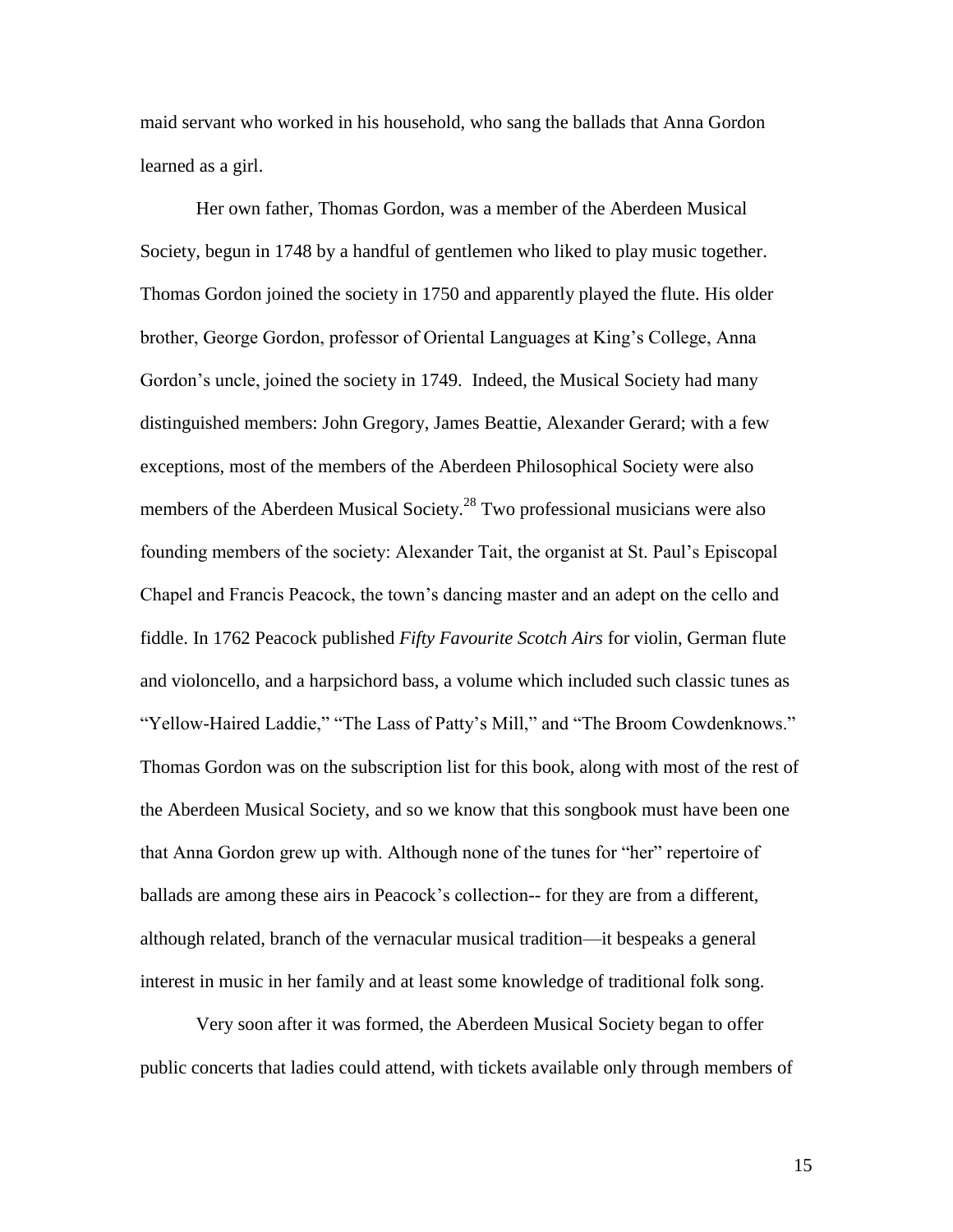maid servant who worked in his household, who sang the ballads that Anna Gordon learned as a girl.

Her own father, Thomas Gordon, was a member of the Aberdeen Musical Society, begun in 1748 by a handful of gentlemen who liked to play music together. Thomas Gordon joined the society in 1750 and apparently played the flute. His older brother, George Gordon, professor of Oriental Languages at King's College, Anna Gordon's uncle, joined the society in 1749. Indeed, the Musical Society had many distinguished members: John Gregory, James Beattie, Alexander Gerard; with a few exceptions, most of the members of the Aberdeen Philosophical Society were also members of the Aberdeen Musical Society.[28] Two professional musicians were also founding members of the society: Alexander Tait, the organist at St. Paul's Episcopal Chapel and Francis Peacock, the town's dancing master and an adept on the cello and fiddle. In 1762 Peacock published *Fifty Favourite Scotch Airs* for violin, German flute and violoncello, and a harpsichord bass, a volume which included such classic tunes as "Yellow-Haired Laddie," "The Lass of Patty's Mill," and "The Broom Cowdenknows." Thomas Gordon was on the subscription list for this book, along with most of the rest of the Aberdeen Musical Society, and so we know that this songbook must have been one that Anna Gordon grew up with. Although none of the tunes for "her" repertoire of ballads are among these airs in Peacock's collection-- for they are from a different, although related, branch of the vernacular musical tradition—it bespeaks a general interest in music in her family and at least some knowledge of traditional folk song.

Very soon after it was formed, the Aberdeen Musical Society began to offer public concerts that ladies could attend, with tickets available only through members of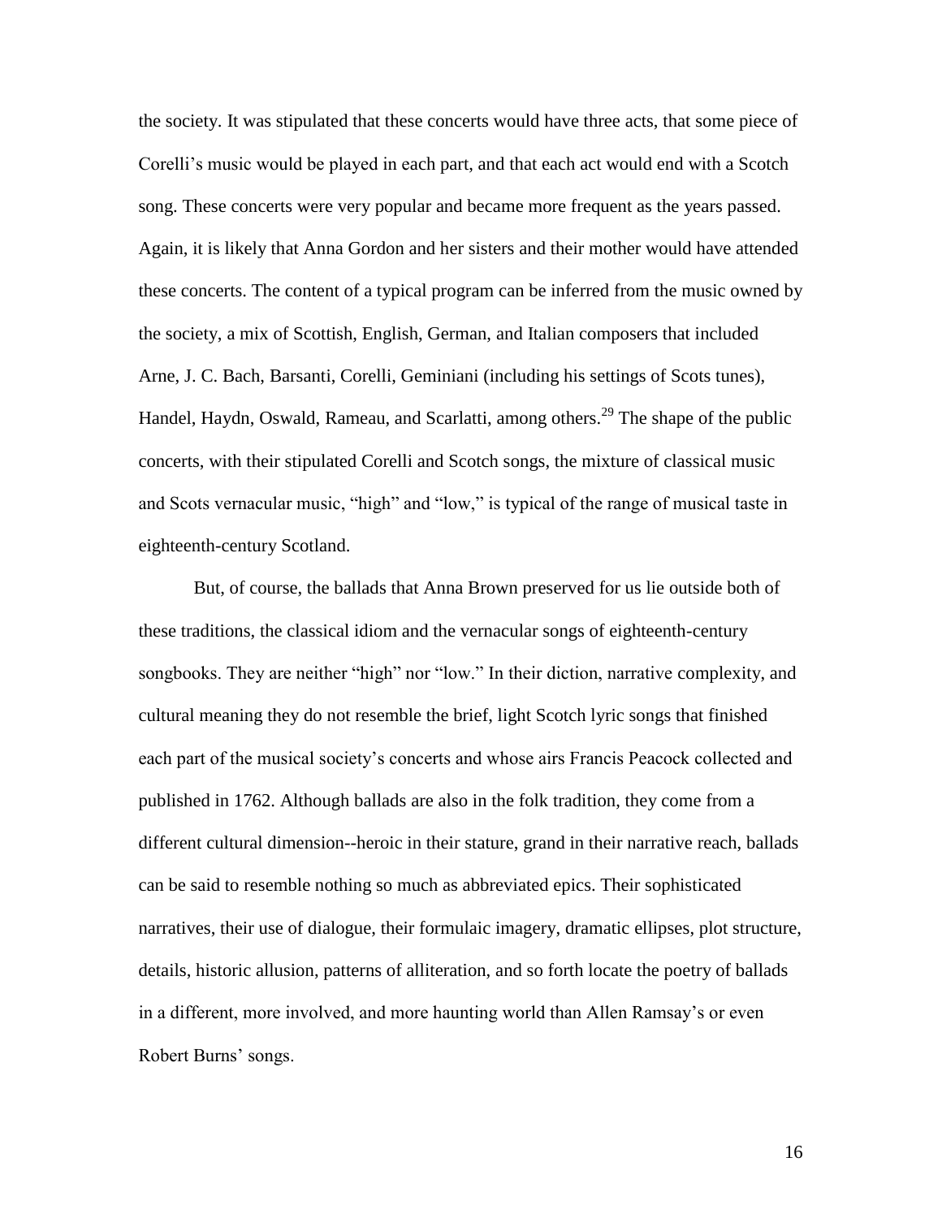the society. It was stipulated that these concerts would have three acts, that some piece of Corelli's music would be played in each part, and that each act would end with a Scotch song. These concerts were very popular and became more frequent as the years passed. Again, it is likely that Anna Gordon and her sisters and their mother would have attended these concerts. The content of a typical program can be inferred from the music owned by the society, a mix of Scottish, English, German, and Italian composers that included Arne, J. C. Bach, Barsanti, Corelli, Geminiani (including his settings of Scots tunes), Handel, Haydn, Oswald, Rameau, and Scarlatti, among others.[29] The shape of the public concerts, with their stipulated Corelli and Scotch songs, the mixture of classical music and Scots vernacular music, "high" and "low," is typical of the range of musical taste in eighteenth-century Scotland.

But, of course, the ballads that Anna Brown preserved for us lie outside both of these traditions, the classical idiom and the vernacular songs of eighteenth-century songbooks. They are neither "high" nor "low." In their diction, narrative complexity, and cultural meaning they do not resemble the brief, light Scotch lyric songs that finished each part of the musical society's concerts and whose airs Francis Peacock collected and published in 1762. Although ballads are also in the folk tradition, they come from a different cultural dimension--heroic in their stature, grand in their narrative reach, ballads can be said to resemble nothing so much as abbreviated epics. Their sophisticated narratives, their use of dialogue, their formulaic imagery, dramatic ellipses, plot structure, details, historic allusion, patterns of alliteration, and so forth locate the poetry of ballads in a different, more involved, and more haunting world than Allen Ramsay's or even Robert Burns' songs.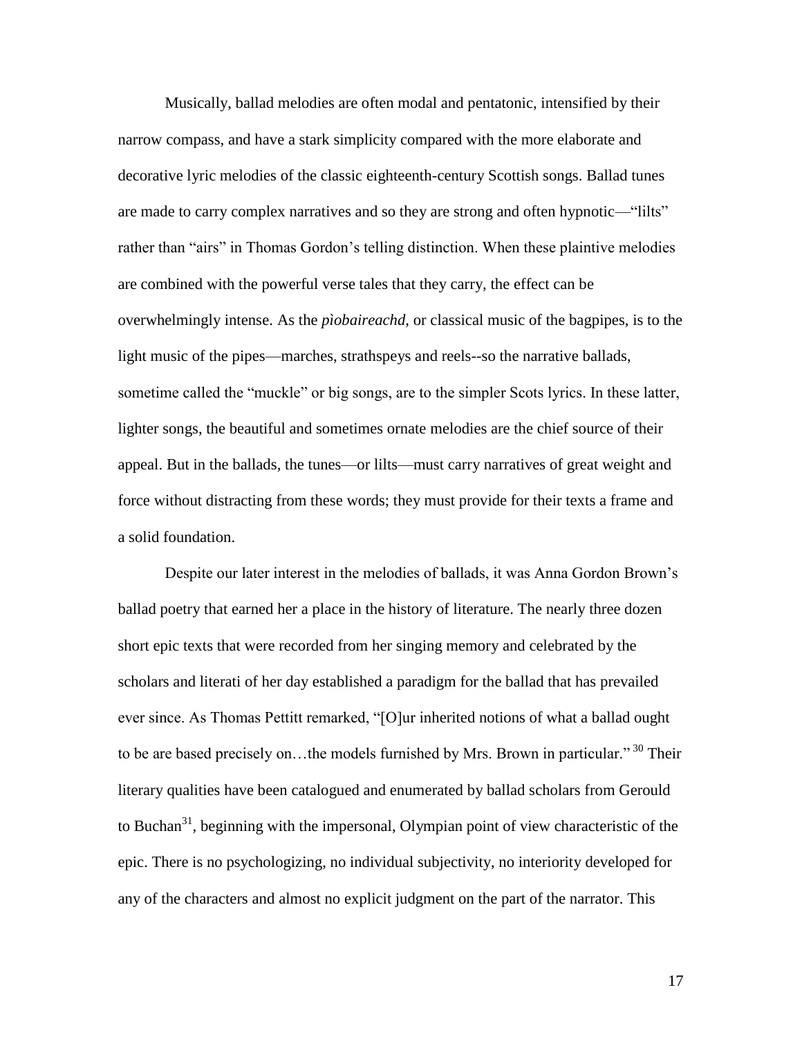Musically, ballad melodies are often modal and pentatonic, intensified by their narrow compass, and have a stark simplicity compared with the more elaborate and decorative lyric melodies of the classic eighteenth-century Scottish songs. Ballad tunes are made to carry complex narratives and so they are strong and often hypnotic—"lilts" rather than "airs" in Thomas Gordon's telling distinction. When these plaintive melodies are combined with the powerful verse tales that they carry, the effect can be overwhelmingly intense. As the *pìobaireachd*, or classical music of the bagpipes, is to the light music of the pipes—marches, strathspeys and reels--so the narrative ballads, sometime called the "muckle" or big songs, are to the simpler Scots lyrics. In these latter, lighter songs, the beautiful and sometimes ornate melodies are the chief source of their appeal. But in the ballads, the tunes—or lilts—must carry narratives of great weight and force without distracting from these words; they must provide for their texts a frame and a solid foundation.

Despite our later interest in the melodies of ballads, it was Anna Gordon Brown's ballad poetry that earned her a place in the history of literature. The nearly three dozen short epic texts that were recorded from her singing memory and celebrated by the scholars and literati of her day established a paradigm for the ballad that has prevailed ever since. As Thomas Pettitt remarked, "[O]ur inherited notions of what a ballad ought to be are based precisely on…the models furnished by Mrs. Brown in particular." [30] Their literary qualities have been catalogued and enumerated by ballad scholars from Gerould to Buchan[31], beginning with the impersonal, Olympian point of view characteristic of the epic. There is no psychologizing, no individual subjectivity, no interiority developed for any of the characters and almost no explicit judgment on the part of the narrator. This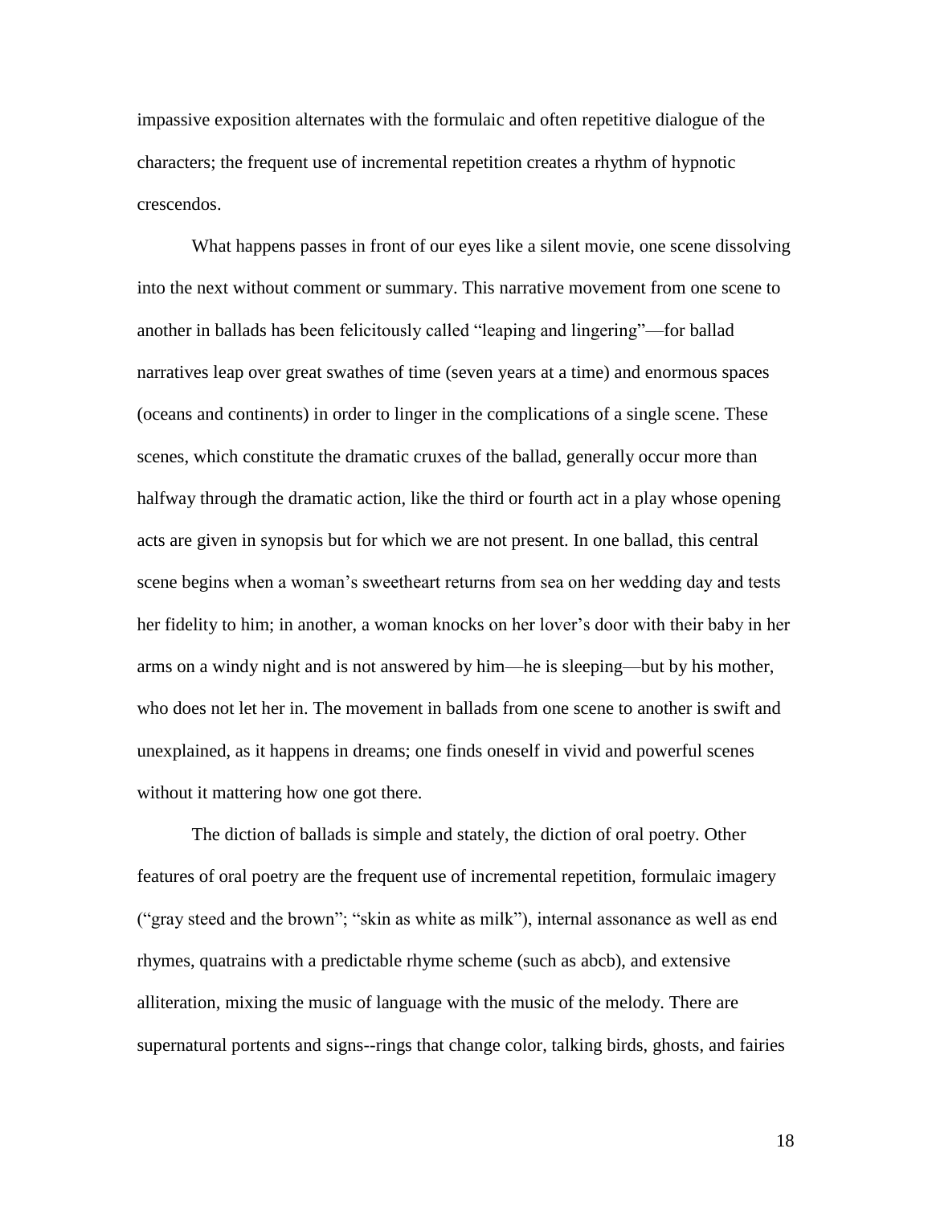impassive exposition alternates with the formulaic and often repetitive dialogue of the characters; the frequent use of incremental repetition creates a rhythm of hypnotic crescendos.

What happens passes in front of our eyes like a silent movie, one scene dissolving into the next without comment or summary. This narrative movement from one scene to another in ballads has been felicitously called "leaping and lingering"—for ballad narratives leap over great swathes of time (seven years at a time) and enormous spaces (oceans and continents) in order to linger in the complications of a single scene. These scenes, which constitute the dramatic cruxes of the ballad, generally occur more than halfway through the dramatic action, like the third or fourth act in a play whose opening acts are given in synopsis but for which we are not present. In one ballad, this central scene begins when a woman's sweetheart returns from sea on her wedding day and tests her fidelity to him; in another, a woman knocks on her lover's door with their baby in her arms on a windy night and is not answered by him—he is sleeping—but by his mother, who does not let her in. The movement in ballads from one scene to another is swift and unexplained, as it happens in dreams; one finds oneself in vivid and powerful scenes without it mattering how one got there.

The diction of ballads is simple and stately, the diction of oral poetry. Other features of oral poetry are the frequent use of incremental repetition, formulaic imagery ("gray steed and the brown"; "skin as white as milk"), internal assonance as well as end rhymes, quatrains with a predictable rhyme scheme (such as abcb), and extensive alliteration, mixing the music of language with the music of the melody. There are supernatural portents and signs--rings that change color, talking birds, ghosts, and fairies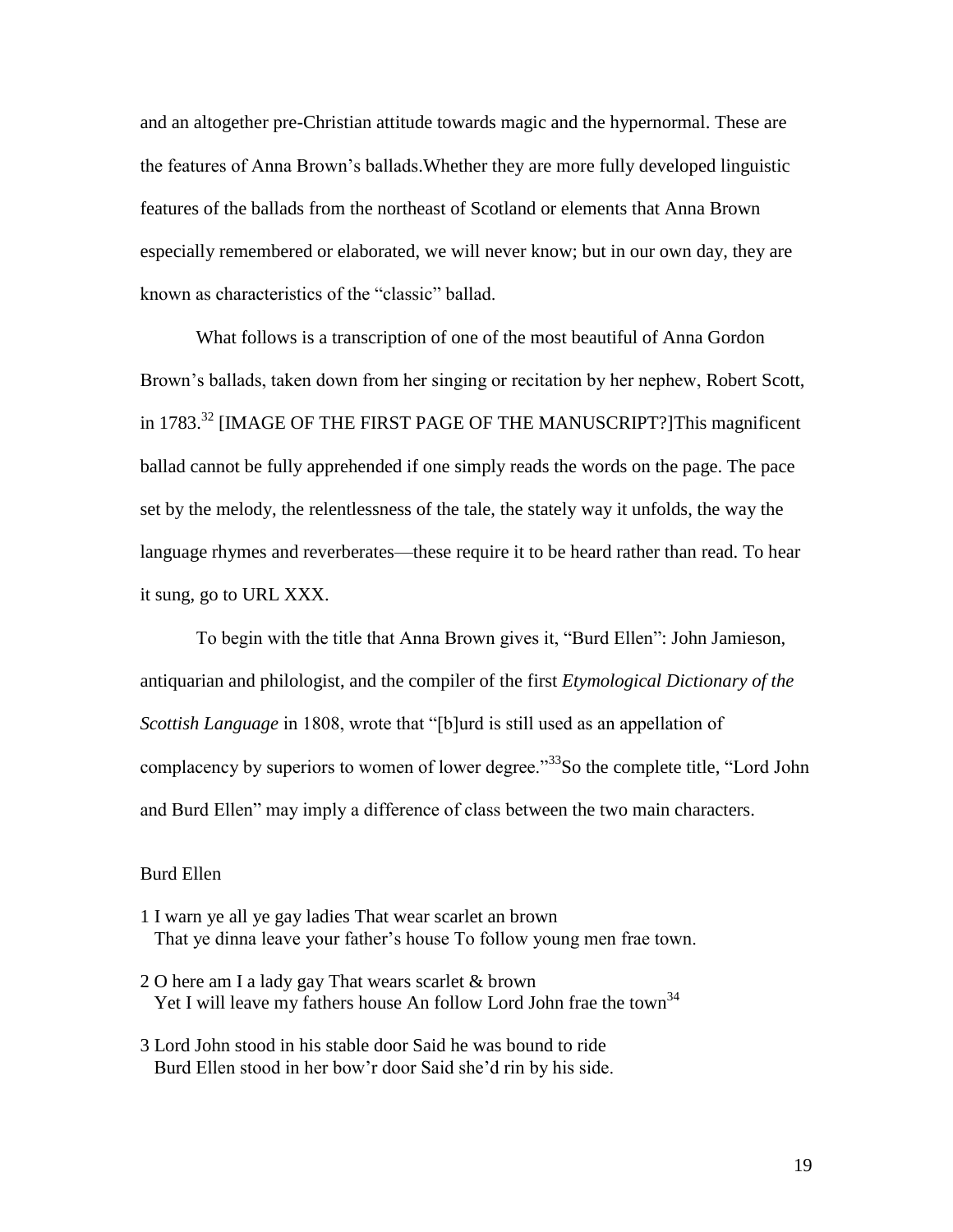and an altogether pre-Christian attitude towards magic and the hypernormal. These are the features of Anna Brown's ballads.Whether they are more fully developed linguistic features of the ballads from the northeast of Scotland or elements that Anna Brown especially remembered or elaborated, we will never know; but in our own day, they are known as characteristics of the "classic" ballad.

What follows is a transcription of one of the most beautiful of Anna Gordon Brown's ballads, taken down from her singing or recitation by her nephew, Robert Scott, in 1783.[32] [IMAGE OF THE FIRST PAGE OF THE MANUSCRIPT?]This magnificent ballad cannot be fully apprehended if one simply reads the words on the page. The pace set by the melody, the relentlessness of the tale, the stately way it unfolds, the way the language rhymes and reverberates—these require it to be heard rather than read. To hear it sung, go to URL XXX.

To begin with the title that Anna Brown gives it, "Burd Ellen": John Jamieson, antiquarian and philologist, and the compiler of the first *Etymological Dictionary of the Scottish Language* in 1808, wrote that "[b]urd is still used as an appellation of complacency by superiors to women of lower degree."[33]So the complete title, "Lord John and Burd Ellen" may imply a difference of class between the two main characters.

Burd Ellen

1 I warn ye all ye gay ladies That wear scarlet an brown
   That ye dinna leave your father's house To follow young men frae town.

2 O here am I a lady gay That wears scarlet & brown
   Yet I will leave my fathers house An follow Lord John frae the town[34]

3 Lord John stood in his stable door Said he was bound to ride
   Burd Ellen stood in her bow'r door Said she'd rin by his side.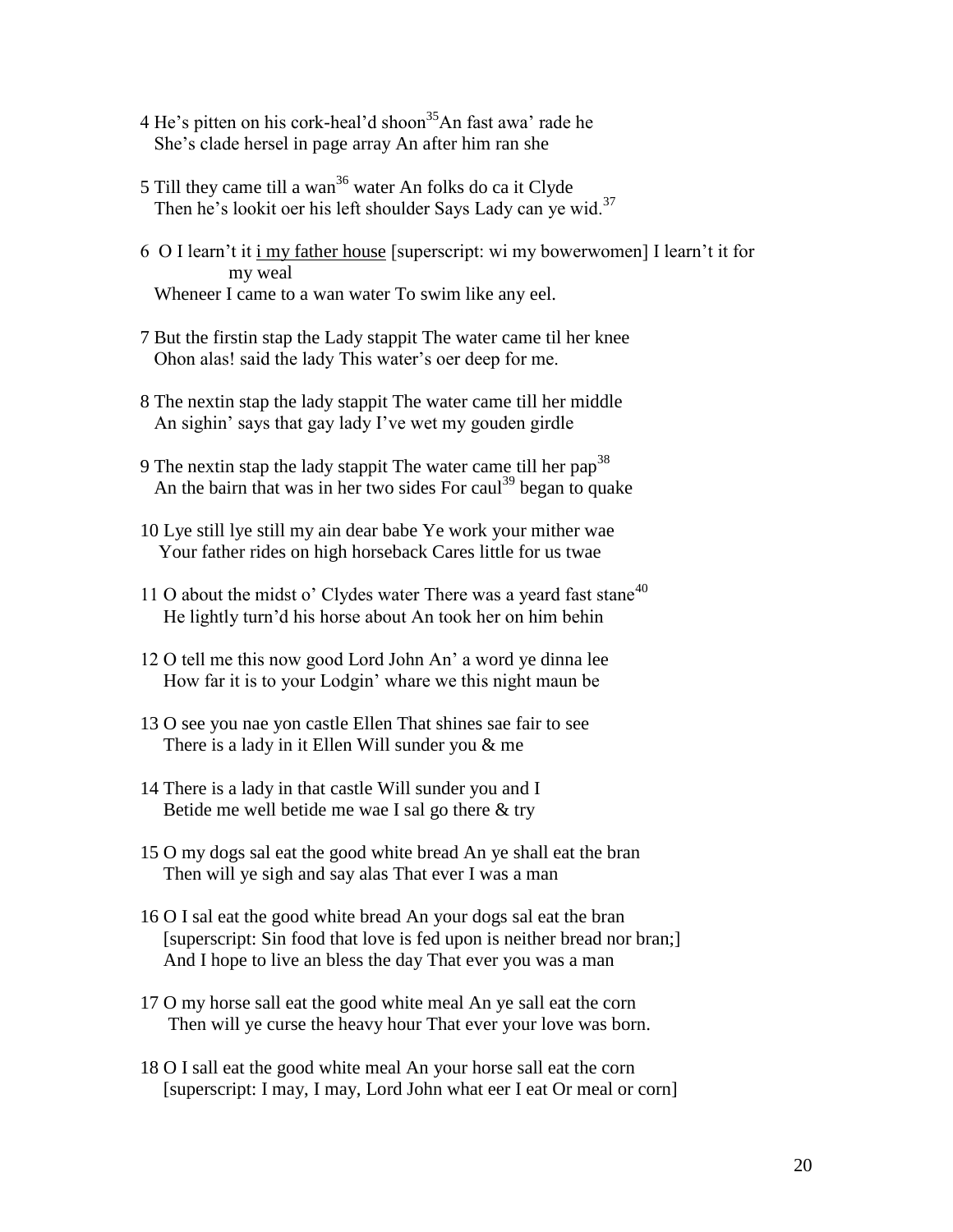4 He's pitten on his cork-heal'd shoon[35]An fast awa' rade he
She's clade hersel in page array An after him ran she

5 Till they came till a wan[36] water An folks do ca it Clyde
Then he's lookit oer his left shoulder Says Lady can ye wid.[37]

6 O I learn't it <u>i my father house</u> [superscript: wi my bowerwomen] I learn't it for my weal
Wheneer I came to a wan water To swim like any eel.

7 But the firstin stap the Lady stappit The water came til her knee
Ohon alas! said the lady This water's oer deep for me.

8 The nextin stap the lady stappit The water came till her middle
An sighin' says that gay lady I've wet my gouden girdle

9 The nextin stap the lady stappit The water came till her pap[38]
An the bairn that was in her two sides For caul[39] began to quake

10 Lye still lye still my ain dear babe Ye work your mither wae
Your father rides on high horseback Cares little for us twae

11 O about the midst o' Clydes water There was a yeard fast stane[40]
He lightly turn'd his horse about An took her on him behin

12 O tell me this now good Lord John An' a word ye dinna lee
How far it is to your Lodgin' whare we this night maun be

13 O see you nae yon castle Ellen That shines sae fair to see
There is a lady in it Ellen Will sunder you & me

14 There is a lady in that castle Will sunder you and I
Betide me well betide me wae I sal go there & try

15 O my dogs sal eat the good white bread An ye shall eat the bran
Then will ye sigh and say alas That ever I was a man

16 O I sal eat the good white bread An your dogs sal eat the bran
[superscript: Sin food that love is fed upon is neither bread nor bran;]
And I hope to live an bless the day That ever you was a man

17 O my horse sall eat the good white meal An ye sall eat the corn
Then will ye curse the heavy hour That ever your love was born.

18 O I sall eat the good white meal An your horse sall eat the corn
[superscript: I may, I may, Lord John what eer I eat Or meal or corn]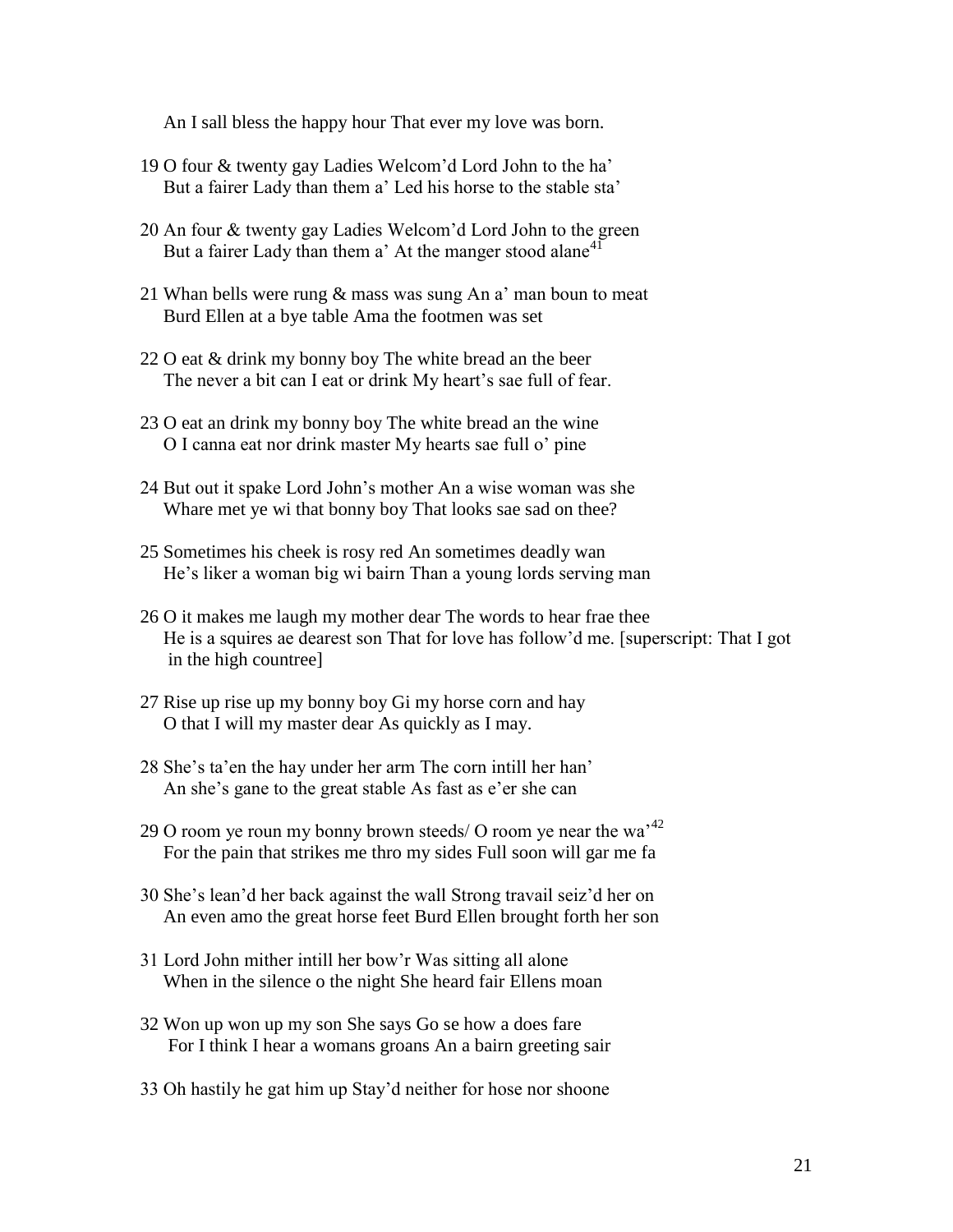An I sall bless the happy hour That ever my love was born.

19 O four & twenty gay Ladies Welcom'd Lord John to the ha'
But a fairer Lady than them a' Led his horse to the stable sta'

20 An four & twenty gay Ladies Welcom'd Lord John to the green
But a fairer Lady than them a' At the manger stood alane[41]

21 Whan bells were rung & mass was sung An a' man boun to meat
Burd Ellen at a bye table Ama the footmen was set

22 O eat & drink my bonny boy The white bread an the beer
The never a bit can I eat or drink My heart's sae full of fear.

23 O eat an drink my bonny boy The white bread an the wine
O I canna eat nor drink master My hearts sae full o' pine

24 But out it spake Lord John's mother An a wise woman was she
Whare met ye wi that bonny boy That looks sae sad on thee?

25 Sometimes his cheek is rosy red An sometimes deadly wan
He's liker a woman big wi bairn Than a young lords serving man

26 O it makes me laugh my mother dear The words to hear frae thee
He is a squires ae dearest son That for love has follow'd me. [superscript: That I got in the high countree]

27 Rise up rise up my bonny boy Gi my horse corn and hay
O that I will my master dear As quickly as I may.

28 She's ta'en the hay under her arm The corn intill her han'
An she's gane to the great stable As fast as e'er she can

29 O room ye roun my bonny brown steeds/ O room ye near the wa'[42]
For the pain that strikes me thro my sides Full soon will gar me fa

30 She's lean'd her back against the wall Strong travail seiz'd her on
An even amo the great horse feet Burd Ellen brought forth her son

31 Lord John mither intill her bow'r Was sitting all alone
When in the silence o the night She heard fair Ellens moan

32 Won up won up my son She says Go se how a does fare
For I think I hear a womans groans An a bairn greeting sair

33 Oh hastily he gat him up Stay'd neither for hose nor shoone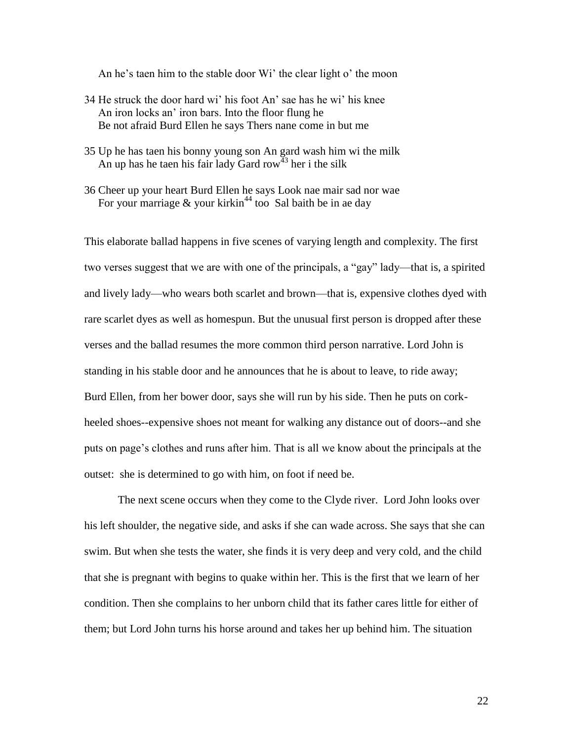An he's taen him to the stable door Wi' the clear light o' the moon

34 He struck the door hard wi' his foot An' sae has he wi' his knee
An iron locks an' iron bars. Into the floor flung he
Be not afraid Burd Ellen he says Thers nane come in but me

35 Up he has taen his bonny young son An gard wash him wi the milk
An up has he taen his fair lady Gard row[43] her i the silk

36 Cheer up your heart Burd Ellen he says Look nae mair sad nor wae
For your marriage & your kirkin[44] too Sal baith be in ae day

This elaborate ballad happens in five scenes of varying length and complexity. The first two verses suggest that we are with one of the principals, a "gay" lady—that is, a spirited and lively lady—who wears both scarlet and brown—that is, expensive clothes dyed with rare scarlet dyes as well as homespun. But the unusual first person is dropped after these verses and the ballad resumes the more common third person narrative. Lord John is standing in his stable door and he announces that he is about to leave, to ride away; Burd Ellen, from her bower door, says she will run by his side. Then he puts on cork-heeled shoes--expensive shoes not meant for walking any distance out of doors--and she puts on page's clothes and runs after him. That is all we know about the principals at the outset: she is determined to go with him, on foot if need be.

The next scene occurs when they come to the Clyde river. Lord John looks over his left shoulder, the negative side, and asks if she can wade across. She says that she can swim. But when she tests the water, she finds it is very deep and very cold, and the child that she is pregnant with begins to quake within her. This is the first that we learn of her condition. Then she complains to her unborn child that its father cares little for either of them; but Lord John turns his horse around and takes her up behind him. The situation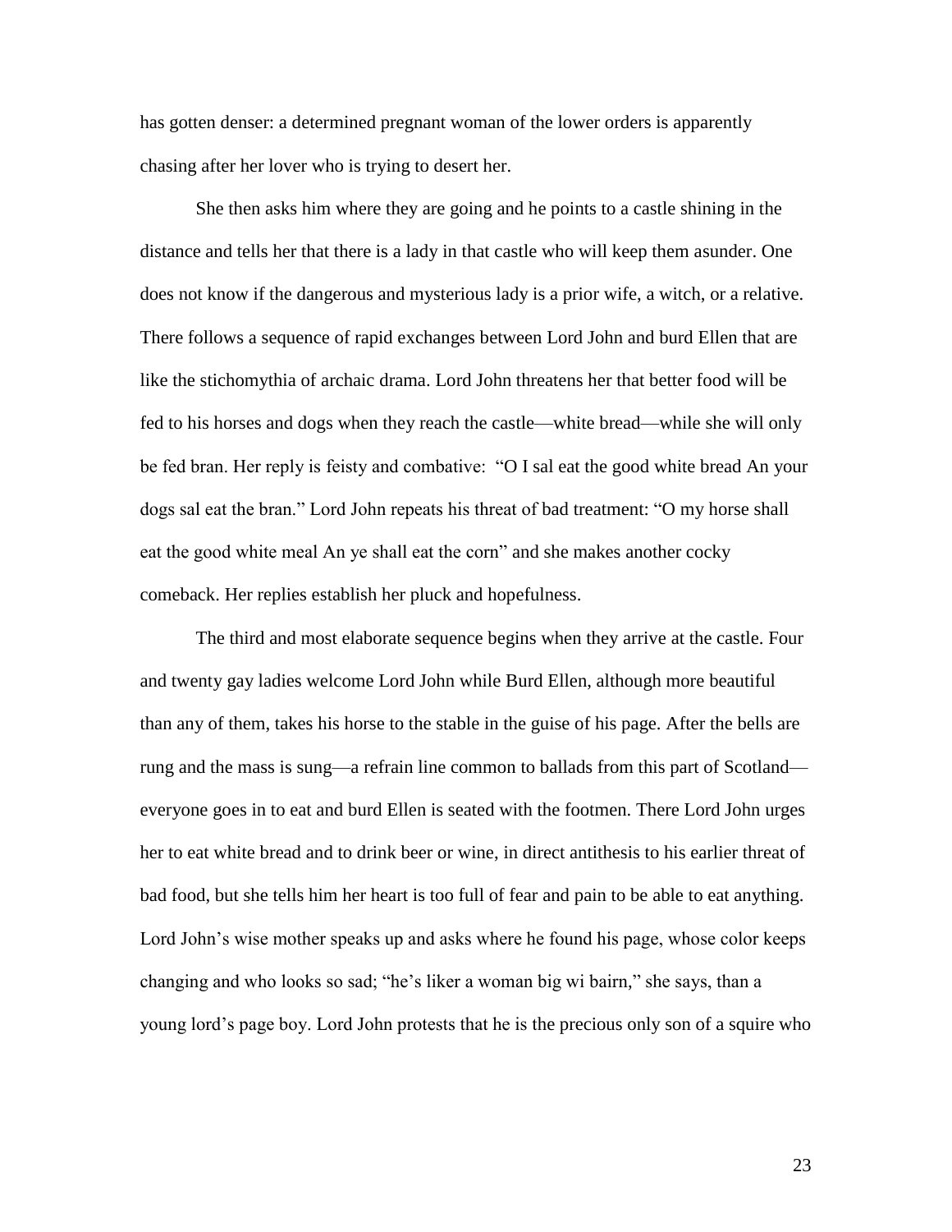has gotten denser: a determined pregnant woman of the lower orders is apparently chasing after her lover who is trying to desert her.

She then asks him where they are going and he points to a castle shining in the distance and tells her that there is a lady in that castle who will keep them asunder. One does not know if the dangerous and mysterious lady is a prior wife, a witch, or a relative. There follows a sequence of rapid exchanges between Lord John and burd Ellen that are like the stichomythia of archaic drama. Lord John threatens her that better food will be fed to his horses and dogs when they reach the castle—white bread—while she will only be fed bran. Her reply is feisty and combative: "O I sal eat the good white bread An your dogs sal eat the bran." Lord John repeats his threat of bad treatment: "O my horse shall eat the good white meal An ye shall eat the corn" and she makes another cocky comeback. Her replies establish her pluck and hopefulness.

The third and most elaborate sequence begins when they arrive at the castle. Four and twenty gay ladies welcome Lord John while Burd Ellen, although more beautiful than any of them, takes his horse to the stable in the guise of his page. After the bells are rung and the mass is sung—a refrain line common to ballads from this part of Scotland—everyone goes in to eat and burd Ellen is seated with the footmen. There Lord John urges her to eat white bread and to drink beer or wine, in direct antithesis to his earlier threat of bad food, but she tells him her heart is too full of fear and pain to be able to eat anything. Lord John's wise mother speaks up and asks where he found his page, whose color keeps changing and who looks so sad; "he's liker a woman big wi bairn," she says, than a young lord's page boy. Lord John protests that he is the precious only son of a squire who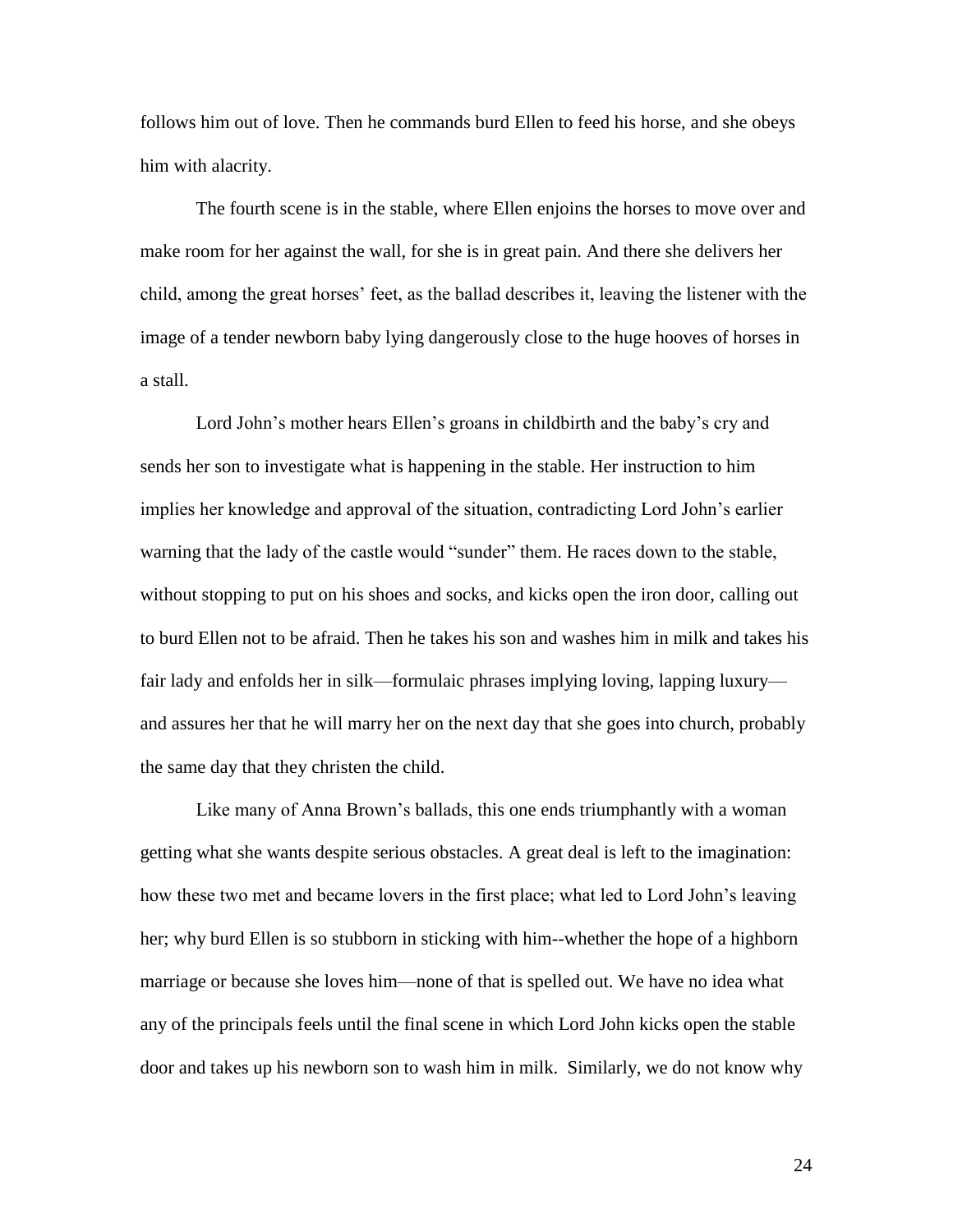follows him out of love. Then he commands burd Ellen to feed his horse, and she obeys him with alacrity.

The fourth scene is in the stable, where Ellen enjoins the horses to move over and make room for her against the wall, for she is in great pain. And there she delivers her child, among the great horses' feet, as the ballad describes it, leaving the listener with the image of a tender newborn baby lying dangerously close to the huge hooves of horses in a stall.

Lord John's mother hears Ellen's groans in childbirth and the baby's cry and sends her son to investigate what is happening in the stable. Her instruction to him implies her knowledge and approval of the situation, contradicting Lord John's earlier warning that the lady of the castle would "sunder" them. He races down to the stable, without stopping to put on his shoes and socks, and kicks open the iron door, calling out to burd Ellen not to be afraid. Then he takes his son and washes him in milk and takes his fair lady and enfolds her in silk—formulaic phrases implying loving, lapping luxury—and assures her that he will marry her on the next day that she goes into church, probably the same day that they christen the child.

Like many of Anna Brown's ballads, this one ends triumphantly with a woman getting what she wants despite serious obstacles. A great deal is left to the imagination: how these two met and became lovers in the first place; what led to Lord John's leaving her; why burd Ellen is so stubborn in sticking with him--whether the hope of a highborn marriage or because she loves him—none of that is spelled out. We have no idea what any of the principals feels until the final scene in which Lord John kicks open the stable door and takes up his newborn son to wash him in milk. Similarly, we do not know why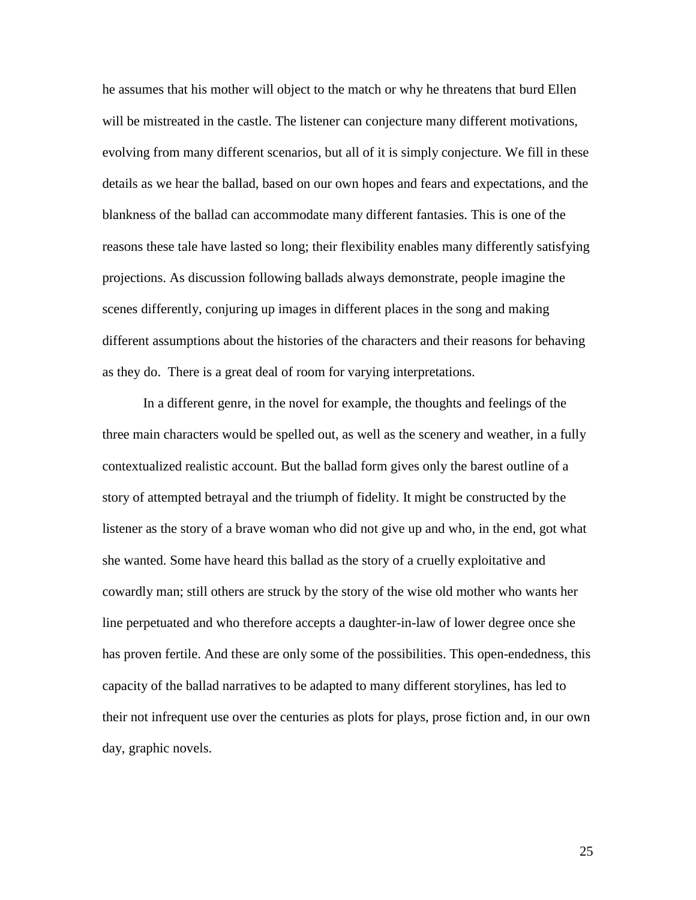he assumes that his mother will object to the match or why he threatens that burd Ellen will be mistreated in the castle. The listener can conjecture many different motivations, evolving from many different scenarios, but all of it is simply conjecture. We fill in these details as we hear the ballad, based on our own hopes and fears and expectations, and the blankness of the ballad can accommodate many different fantasies. This is one of the reasons these tale have lasted so long; their flexibility enables many differently satisfying projections. As discussion following ballads always demonstrate, people imagine the scenes differently, conjuring up images in different places in the song and making different assumptions about the histories of the characters and their reasons for behaving as they do. There is a great deal of room for varying interpretations.

In a different genre, in the novel for example, the thoughts and feelings of the three main characters would be spelled out, as well as the scenery and weather, in a fully contextualized realistic account. But the ballad form gives only the barest outline of a story of attempted betrayal and the triumph of fidelity. It might be constructed by the listener as the story of a brave woman who did not give up and who, in the end, got what she wanted. Some have heard this ballad as the story of a cruelly exploitative and cowardly man; still others are struck by the story of the wise old mother who wants her line perpetuated and who therefore accepts a daughter-in-law of lower degree once she has proven fertile. And these are only some of the possibilities. This open-endedness, this capacity of the ballad narratives to be adapted to many different storylines, has led to their not infrequent use over the centuries as plots for plays, prose fiction and, in our own day, graphic novels.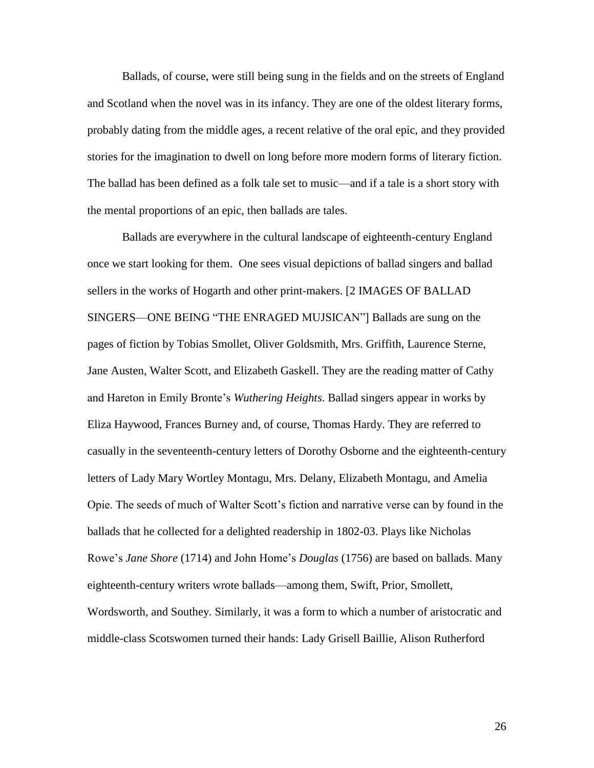Ballads, of course, were still being sung in the fields and on the streets of England and Scotland when the novel was in its infancy. They are one of the oldest literary forms, probably dating from the middle ages, a recent relative of the oral epic, and they provided stories for the imagination to dwell on long before more modern forms of literary fiction. The ballad has been defined as a folk tale set to music—and if a tale is a short story with the mental proportions of an epic, then ballads are tales.

Ballads are everywhere in the cultural landscape of eighteenth-century England once we start looking for them. One sees visual depictions of ballad singers and ballad sellers in the works of Hogarth and other print-makers. [2 IMAGES OF BALLAD SINGERS—ONE BEING "THE ENRAGED MUJSICAN"] Ballads are sung on the pages of fiction by Tobias Smollet, Oliver Goldsmith, Mrs. Griffith, Laurence Sterne, Jane Austen, Walter Scott, and Elizabeth Gaskell. They are the reading matter of Cathy and Hareton in Emily Bronte's *Wuthering Heights*. Ballad singers appear in works by Eliza Haywood, Frances Burney and, of course, Thomas Hardy. They are referred to casually in the seventeenth-century letters of Dorothy Osborne and the eighteenth-century letters of Lady Mary Wortley Montagu, Mrs. Delany, Elizabeth Montagu, and Amelia Opie. The seeds of much of Walter Scott's fiction and narrative verse can by found in the ballads that he collected for a delighted readership in 1802-03. Plays like Nicholas Rowe's *Jane Shore* (1714) and John Home's *Douglas* (1756) are based on ballads. Many eighteenth-century writers wrote ballads—among them, Swift, Prior, Smollett, Wordsworth, and Southey. Similarly, it was a form to which a number of aristocratic and middle-class Scotswomen turned their hands: Lady Grisell Baillie, Alison Rutherford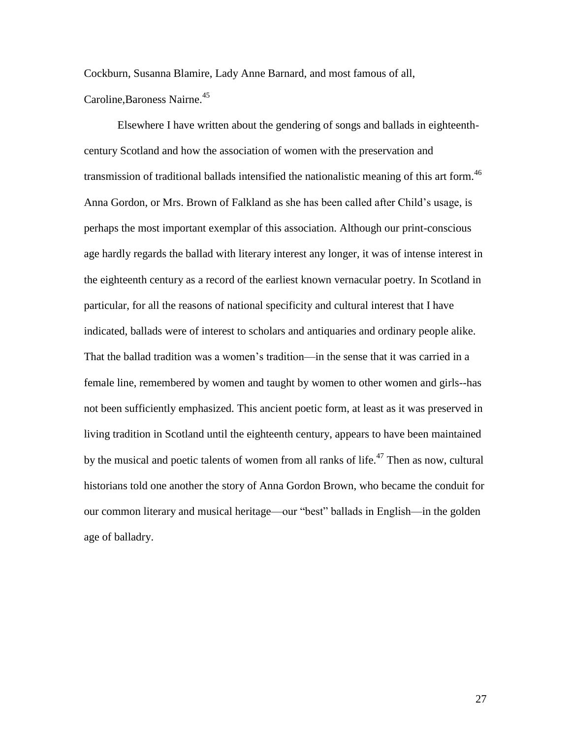Cockburn, Susanna Blamire, Lady Anne Barnard, and most famous of all, Caroline,Baroness Nairne.[45]

Elsewhere I have written about the gendering of songs and ballads in eighteenth-century Scotland and how the association of women with the preservation and transmission of traditional ballads intensified the nationalistic meaning of this art form.[46] Anna Gordon, or Mrs. Brown of Falkland as she has been called after Child's usage, is perhaps the most important exemplar of this association. Although our print-conscious age hardly regards the ballad with literary interest any longer, it was of intense interest in the eighteenth century as a record of the earliest known vernacular poetry. In Scotland in particular, for all the reasons of national specificity and cultural interest that I have indicated, ballads were of interest to scholars and antiquaries and ordinary people alike. That the ballad tradition was a women's tradition—in the sense that it was carried in a female line, remembered by women and taught by women to other women and girls--has not been sufficiently emphasized. This ancient poetic form, at least as it was preserved in living tradition in Scotland until the eighteenth century, appears to have been maintained by the musical and poetic talents of women from all ranks of life.[47] Then as now, cultural historians told one another the story of Anna Gordon Brown, who became the conduit for our common literary and musical heritage—our "best" ballads in English—in the golden age of balladry.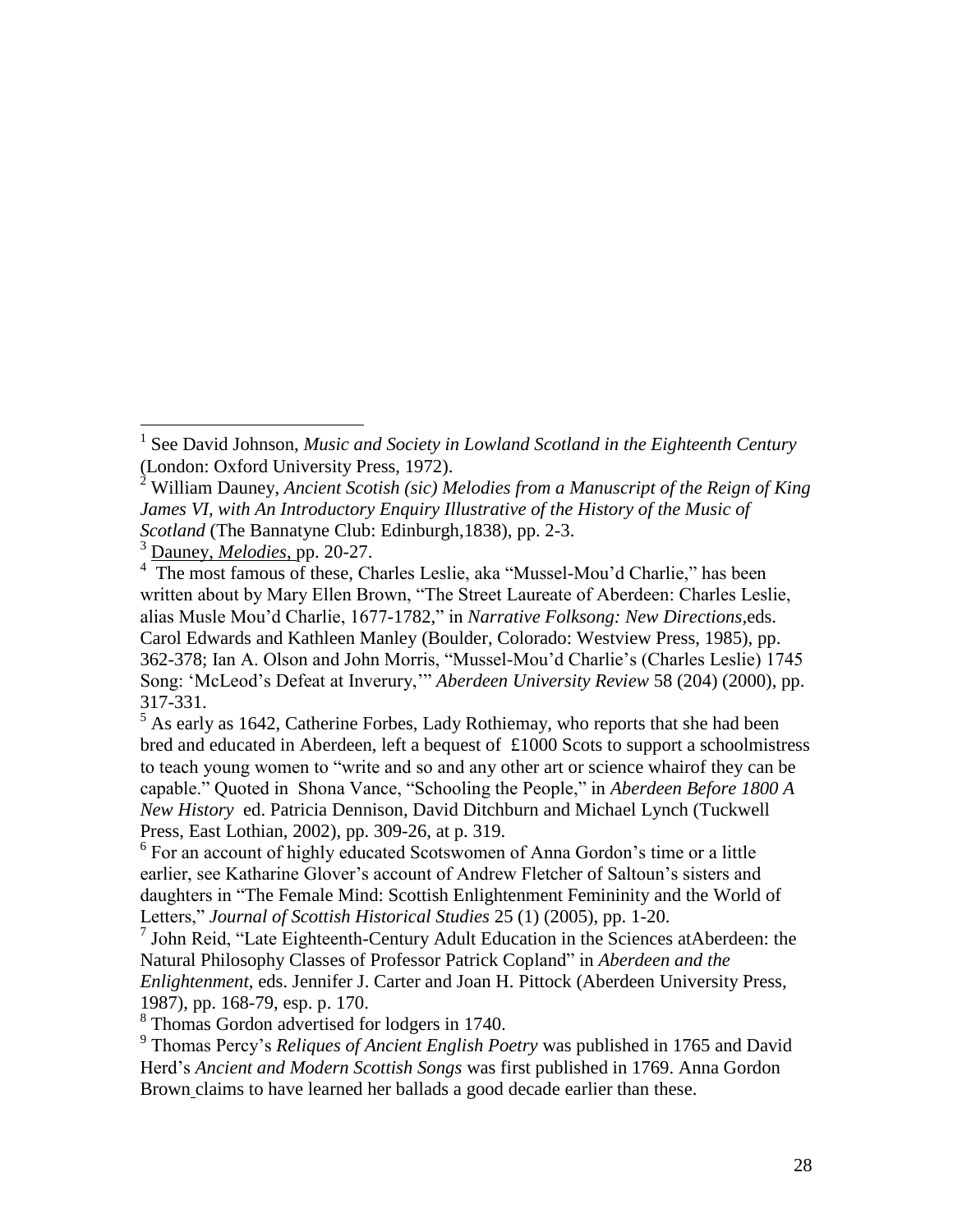[1] See David Johnson, *Music and Society in Lowland Scotland in the Eighteenth Century* (London: Oxford University Press, 1972).

[2] William Dauney, *Ancient Scotish (sic) Melodies from a Manuscript of the Reign of King James VI, with An Introductory Enquiry Illustrative of the History of the Music of Scotland* (The Bannatyne Club: Edinburgh,1838), pp. 2-3.

[3] Dauney, *Melodies*, pp. 20-27.

[4] The most famous of these, Charles Leslie, aka "Mussel-Mou'd Charlie," has been written about by Mary Ellen Brown, "The Street Laureate of Aberdeen: Charles Leslie, alias Musle Mou'd Charlie, 1677-1782," in *Narrative Folksong: New Directions*,eds. Carol Edwards and Kathleen Manley (Boulder, Colorado: Westview Press, 1985), pp. 362-378; Ian A. Olson and John Morris, "Mussel-Mou'd Charlie's (Charles Leslie) 1745 Song: 'McLeod's Defeat at Inverury,'" *Aberdeen University Review* 58 (204) (2000), pp. 317-331.

[5] As early as 1642, Catherine Forbes, Lady Rothiemay, who reports that she had been bred and educated in Aberdeen, left a bequest of £1000 Scots to support a schoolmistress to teach young women to "write and so and any other art or science whairof they can be capable." Quoted in Shona Vance, "Schooling the People," in *Aberdeen Before 1800 A New History* ed. Patricia Dennison, David Ditchburn and Michael Lynch (Tuckwell Press, East Lothian, 2002), pp. 309-26, at p. 319.

[6] For an account of highly educated Scotswomen of Anna Gordon's time or a little earlier, see Katharine Glover's account of Andrew Fletcher of Saltoun's sisters and daughters in "The Female Mind: Scottish Enlightenment Femininity and the World of Letters," *Journal of Scottish Historical Studies* 25 (1) (2005), pp. 1-20.

[7] John Reid, "Late Eighteenth-Century Adult Education in the Sciences atAberdeen: the Natural Philosophy Classes of Professor Patrick Copland" in *Aberdeen and the Enlightenment*, eds. Jennifer J. Carter and Joan H. Pittock (Aberdeen University Press, 1987), pp. 168-79, esp. p. 170.

[8] Thomas Gordon advertised for lodgers in 1740.

[9] Thomas Percy's *Reliques of Ancient English Poetry* was published in 1765 and David Herd's *Ancient and Modern Scottish Songs* was first published in 1769. Anna Gordon Brown claims to have learned her ballads a good decade earlier than these.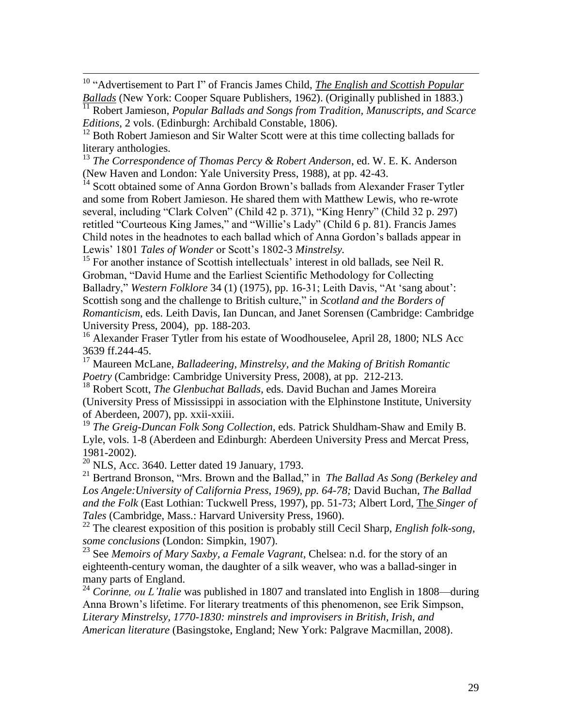[10] "Advertisement to Part I" of Francis James Child, *The English and Scottish Popular Ballads* (New York: Cooper Square Publishers, 1962). (Originally published in 1883.)

[11] Robert Jamieson, *Popular Ballads and Songs from Tradition, Manuscripts, and Scarce Editions*, 2 vols. (Edinburgh: Archibald Constable, 1806).

[12] Both Robert Jamieson and Sir Walter Scott were at this time collecting ballads for literary anthologies.

[13] *The Correspondence of Thomas Percy & Robert Anderson*, ed. W. E. K. Anderson (New Haven and London: Yale University Press, 1988), at pp. 42-43.

[14] Scott obtained some of Anna Gordon Brown's ballads from Alexander Fraser Tytler and some from Robert Jamieson. He shared them with Matthew Lewis, who re-wrote several, including "Clark Colven" (Child 42 p. 371), "King Henry" (Child 32 p. 297) retitled "Courteous King James," and "Willie's Lady" (Child 6 p. 81). Francis James Child notes in the headnotes to each ballad which of Anna Gordon's ballads appear in Lewis' 1801 *Tales of Wonder* or Scott's 1802-3 *Minstrelsy*.

[15] For another instance of Scottish intellectuals' interest in old ballads, see Neil R. Grobman, "David Hume and the Earliest Scientific Methodology for Collecting Balladry," *Western Folklore* 34 (1) (1975), pp. 16-31; Leith Davis, "At 'sang about': Scottish song and the challenge to British culture," in *Scotland and the Borders of Romanticism*, eds. Leith Davis, Ian Duncan, and Janet Sorensen (Cambridge: Cambridge University Press, 2004), pp. 188-203.

[16] Alexander Fraser Tytler from his estate of Woodhouselee, April 28, 1800; NLS Acc 3639 ff.244-45.

[17] Maureen McLane, *Balladeering, Minstrelsy, and the Making of British Romantic Poetry* (Cambridge: Cambridge University Press, 2008), at pp. 212-213.

[18] Robert Scott, *The Glenbuchat Ballads*, eds. David Buchan and James Moreira (University Press of Mississippi in association with the Elphinstone Institute, University of Aberdeen, 2007), pp. xxii-xxiii.

[19] *The Greig-Duncan Folk Song Collection*, eds. Patrick Shuldham-Shaw and Emily B. Lyle, vols. 1-8 (Aberdeen and Edinburgh: Aberdeen University Press and Mercat Press, 1981-2002).

[20] NLS, Acc. 3640. Letter dated 19 January, 1793.

[21] Bertrand Bronson, "Mrs. Brown and the Ballad," in *The Ballad As Song (Berkeley and Los Angele:University of California Press, 1969), pp. 64-78;* David Buchan, *The Ballad and the Folk* (East Lothian: Tuckwell Press, 1997), pp. 51-73; Albert Lord, The *Singer of Tales* (Cambridge, Mass.: Harvard University Press, 1960).

[22] The clearest exposition of this position is probably still Cecil Sharp, *English folk-song, some conclusions* (London: Simpkin, 1907).

[23] See *Memoirs of Mary Saxby, a Female Vagrant*, Chelsea: n.d. for the story of an eighteenth-century woman, the daughter of a silk weaver, who was a ballad-singer in many parts of England.

[24] *Corinne, ou L'Italie* was published in 1807 and translated into English in 1808—during Anna Brown's lifetime. For literary treatments of this phenomenon, see Erik Simpson, *Literary Minstrelsy, 1770-1830: minstrels and improvisers in British, Irish, and American literature* (Basingstoke, England; New York: Palgrave Macmillan, 2008).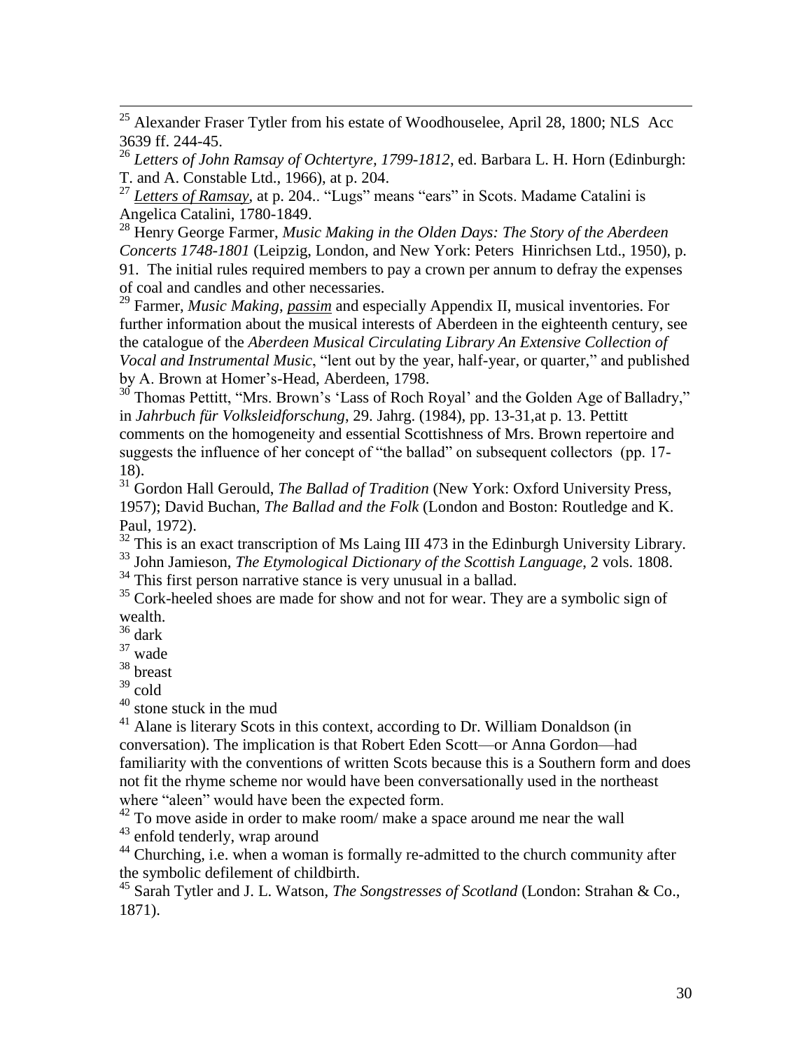[25] Alexander Fraser Tytler from his estate of Woodhouselee, April 28, 1800; NLS Acc 3639 ff. 244-45.

[26] *Letters of John Ramsay of Ochtertyre, 1799-1812*, ed. Barbara L. H. Horn (Edinburgh: T. and A. Constable Ltd., 1966), at p. 204.

[27] *Letters of Ramsay*, at p. 204.. "Lugs" means "ears" in Scots. Madame Catalini is Angelica Catalini, 1780-1849.

[28] Henry George Farmer, *Music Making in the Olden Days: The Story of the Aberdeen Concerts 1748-1801* (Leipzig, London, and New York: Peters Hinrichsen Ltd., 1950), p. 91. The initial rules required members to pay a crown per annum to defray the expenses of coal and candles and other necessaries.

[29] Farmer, *Music Making*, *passim* and especially Appendix II, musical inventories. For further information about the musical interests of Aberdeen in the eighteenth century, see the catalogue of the *Aberdeen Musical Circulating Library An Extensive Collection of Vocal and Instrumental Music*, "lent out by the year, half-year, or quarter," and published by A. Brown at Homer's-Head, Aberdeen, 1798.

[30] Thomas Pettitt, "Mrs. Brown's 'Lass of Roch Royal' and the Golden Age of Balladry," in *Jahrbuch für Volksleidforschung*, 29. Jahrg. (1984), pp. 13-31,at p. 13. Pettitt comments on the homogeneity and essential Scottishness of Mrs. Brown repertoire and suggests the influence of her concept of "the ballad" on subsequent collectors (pp. 17-18).

[31] Gordon Hall Gerould, *The Ballad of Tradition* (New York: Oxford University Press, 1957); David Buchan, *The Ballad and the Folk* (London and Boston: Routledge and K. Paul, 1972).

[32] This is an exact transcription of Ms Laing III 473 in the Edinburgh University Library.

[33] John Jamieson, *The Etymological Dictionary of the Scottish Language*, 2 vols. 1808.

[34] This first person narrative stance is very unusual in a ballad.

[35] Cork-heeled shoes are made for show and not for wear. They are a symbolic sign of wealth.

[36] dark

[37] wade

[38] breast

[39] cold

[40] stone stuck in the mud

[41] Alane is literary Scots in this context, according to Dr. William Donaldson (in conversation). The implication is that Robert Eden Scott—or Anna Gordon—had familiarity with the conventions of written Scots because this is a Southern form and does not fit the rhyme scheme nor would have been conversationally used in the northeast where "aleen" would have been the expected form.

[42] To move aside in order to make room/ make a space around me near the wall

[43] enfold tenderly, wrap around

[44] Churching, i.e. when a woman is formally re-admitted to the church community after the symbolic defilement of childbirth.

[45] Sarah Tytler and J. L. Watson, *The Songstresses of Scotland* (London: Strahan & Co., 1871).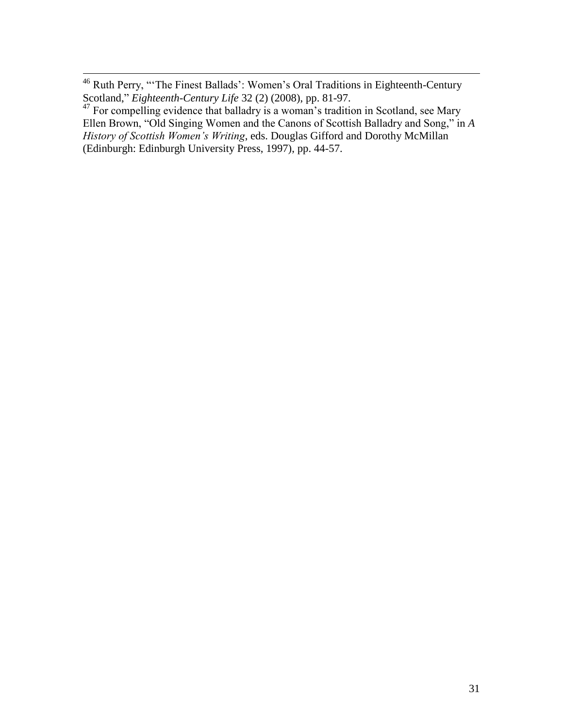[46] Ruth Perry, "'The Finest Ballads': Women's Oral Traditions in Eighteenth-Century Scotland," *Eighteenth-Century Life* 32 (2) (2008), pp. 81-97.

[47] For compelling evidence that balladry is a woman's tradition in Scotland, see Mary Ellen Brown, "Old Singing Women and the Canons of Scottish Balladry and Song," in *A History of Scottish Women's Writing*, eds. Douglas Gifford and Dorothy McMillan (Edinburgh: Edinburgh University Press, 1997), pp. 44-57.